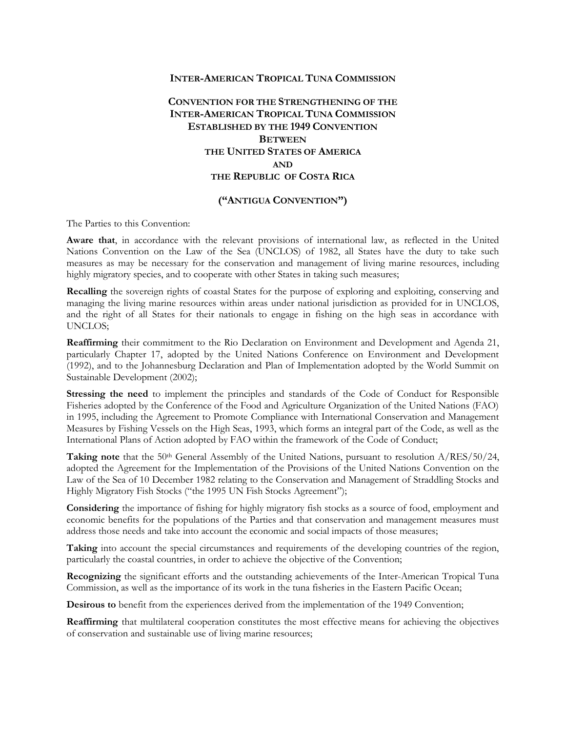# INTER-AMERICAN TROPICAL TUNA COMMISSION

## CONVENTION FOR THE STRENGTHENING OF THE INTER-AMERICAN TROPICAL TUNA COMMISSION ESTABLISHED BY THE 1949 CONVENTION BETWEEN THE UNITED STATES OF AMERICA AND THE REPUBLIC OF COSTA RICA

## ("ANTIGUA CONVENTION")

The Parties to this Convention:

**Aware that**, in accordance with the relevant provisions of international law, as reflected in the United Nations Convention on the Law of the Sea (UNCLOS) of 1982, all States have the duty to take such measures as may be necessary for the conservation and management of living marine resources, including highly migratory species, and to cooperate with other States in taking such measures;

**Recalling** the sovereign rights of coastal States for the purpose of exploring and exploiting, conserving and managing the living marine resources within areas under national jurisdiction as provided for in UNCLOS, and the right of all States for their nationals to engage in fishing on the high seas in accordance with UNCLOS;

**Reaffirming** their commitment to the Rio Declaration on Environment and Development and Agenda 21, particularly Chapter 17, adopted by the United Nations Conference on Environment and Development (1992), and to the Johannesburg Declaration and Plan of Implementation adopted by the World Summit on Sustainable Development (2002);

**Stressing the need** to implement the principles and standards of the Code of Conduct for Responsible Fisheries adopted by the Conference of the Food and Agriculture Organization of the United Nations (FAO) in 1995, including the Agreement to Promote Compliance with International Conservation and Management Measures by Fishing Vessels on the High Seas, 1993, which forms an integral part of the Code, as well as the International Plans of Action adopted by FAO within the framework of the Code of Conduct;

**Taking note** that the 50th General Assembly of the United Nations, pursuant to resolution A/RES/50/24, adopted the Agreement for the Implementation of the Provisions of the United Nations Convention on the Law of the Sea of 10 December 1982 relating to the Conservation and Management of Straddling Stocks and Highly Migratory Fish Stocks ("the 1995 UN Fish Stocks Agreement");

**Considering** the importance of fishing for highly migratory fish stocks as a source of food, employment and economic benefits for the populations of the Parties and that conservation and management measures must address those needs and take into account the economic and social impacts of those measures;

**Taking** into account the special circumstances and requirements of the developing countries of the region, particularly the coastal countries, in order to achieve the objective of the Convention;

**Recognizing** the significant efforts and the outstanding achievements of the Inter-American Tropical Tuna Commission, as well as the importance of its work in the tuna fisheries in the Eastern Pacific Ocean;

**Desirous to** benefit from the experiences derived from the implementation of the 1949 Convention;

**Reaffirming** that multilateral cooperation constitutes the most effective means for achieving the objectives of conservation and sustainable use of living marine resources;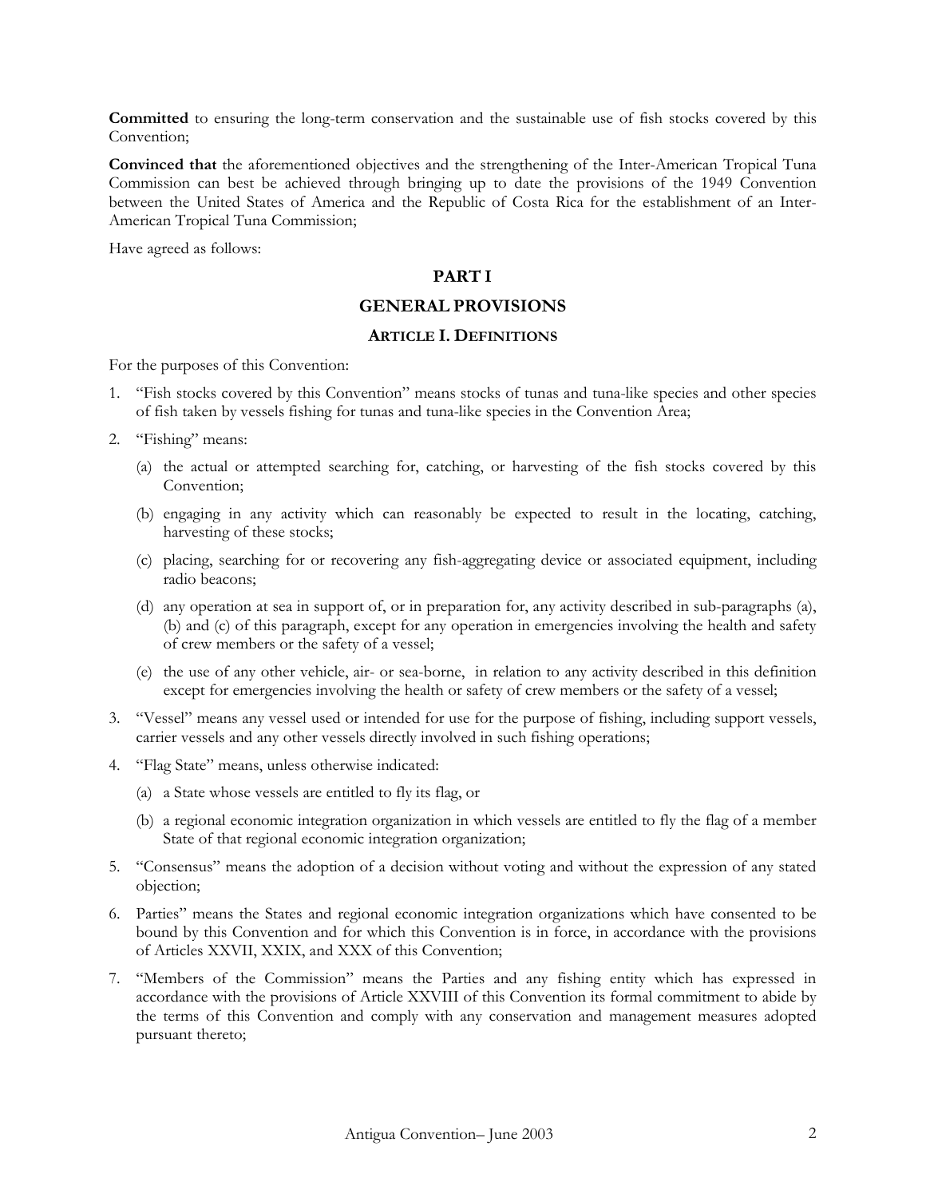**Committed** to ensuring the long-term conservation and the sustainable use of fish stocks covered by this Convention;

**Convinced that** the aforementioned objectives and the strengthening of the Inter-American Tropical Tuna Commission can best be achieved through bringing up to date the provisions of the 1949 Convention between the United States of America and the Republic of Costa Rica for the establishment of an Inter-American Tropical Tuna Commission;

Have agreed as follows:

## PART I

## GENERAL PROVISIONS

### ARTICLE I. DEFINITIONS

For the purposes of this Convention:

1. "Fish stocks covered by this Convention" means stocks of tunas and tuna-like species and other species of fish taken by vessels fishing for tunas and tuna-like species in the Convention Area;
2. "Fishing" means:
   (a) the actual or attempted searching for, catching, or harvesting of the fish stocks covered by this Convention;
   (b) engaging in any activity which can reasonably be expected to result in the locating, catching, harvesting of these stocks;
   (c) placing, searching for or recovering any fish-aggregating device or associated equipment, including radio beacons;
   (d) any operation at sea in support of, or in preparation for, any activity described in sub-paragraphs (a), (b) and (c) of this paragraph, except for any operation in emergencies involving the health and safety of crew members or the safety of a vessel;
   (e) the use of any other vehicle, air- or sea-borne, in relation to any activity described in this definition except for emergencies involving the health or safety of crew members or the safety of a vessel;
3. "Vessel" means any vessel used or intended for use for the purpose of fishing, including support vessels, carrier vessels and any other vessels directly involved in such fishing operations;
4. "Flag State" means, unless otherwise indicated:
   (a) a State whose vessels are entitled to fly its flag, or
   (b) a regional economic integration organization in which vessels are entitled to fly the flag of a member State of that regional economic integration organization;
5. "Consensus" means the adoption of a decision without voting and without the expression of any stated objection;
6. Parties" means the States and regional economic integration organizations which have consented to be bound by this Convention and for which this Convention is in force, in accordance with the provisions of Articles XXVII, XXIX, and XXX of this Convention;
7. "Members of the Commission" means the Parties and any fishing entity which has expressed in accordance with the provisions of Article XXVIII of this Convention its formal commitment to abide by the terms of this Convention and comply with any conservation and management measures adopted pursuant thereto;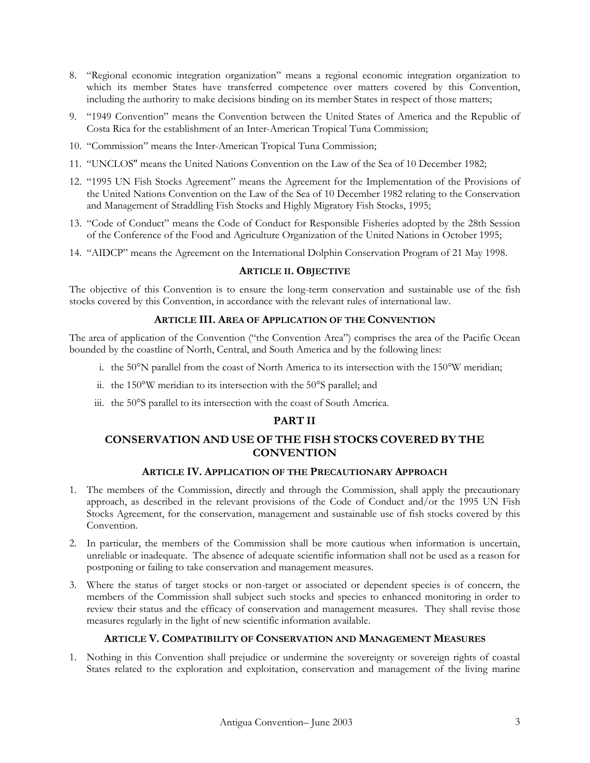8. "Regional economic integration organization" means a regional economic integration organization to which its member States have transferred competence over matters covered by this Convention, including the authority to make decisions binding on its member States in respect of those matters;
9. "1949 Convention" means the Convention between the United States of America and the Republic of Costa Rica for the establishment of an Inter-American Tropical Tuna Commission;
10. "Commission" means the Inter-American Tropical Tuna Commission;
11. "UNCLOS" means the United Nations Convention on the Law of the Sea of 10 December 1982;
12. "1995 UN Fish Stocks Agreement" means the Agreement for the Implementation of the Provisions of the United Nations Convention on the Law of the Sea of 10 December 1982 relating to the Conservation and Management of Straddling Fish Stocks and Highly Migratory Fish Stocks, 1995;
13. "Code of Conduct" means the Code of Conduct for Responsible Fisheries adopted by the 28th Session of the Conference of the Food and Agriculture Organization of the United Nations in October 1995;
14. "AIDCP" means the Agreement on the International Dolphin Conservation Program of 21 May 1998.

### ARTICLE II. OBJECTIVE

The objective of this Convention is to ensure the long-term conservation and sustainable use of the fish stocks covered by this Convention, in accordance with the relevant rules of international law.

### ARTICLE III. AREA OF APPLICATION OF THE CONVENTION

The area of application of the Convention ("the Convention Area") comprises the area of the Pacific Ocean bounded by the coastline of North, Central, and South America and by the following lines:

i. the 50°N parallel from the coast of North America to its intersection with the 150°W meridian;
ii. the 150°W meridian to its intersection with the 50°S parallel; and
iii. the 50°S parallel to its intersection with the coast of South America.

## PART II

## CONSERVATION AND USE OF THE FISH STOCKS COVERED BY THE CONVENTION

### ARTICLE IV. APPLICATION OF THE PRECAUTIONARY APPROACH

1. The members of the Commission, directly and through the Commission, shall apply the precautionary approach, as described in the relevant provisions of the Code of Conduct and/or the 1995 UN Fish Stocks Agreement, for the conservation, management and sustainable use of fish stocks covered by this Convention.
2. In particular, the members of the Commission shall be more cautious when information is uncertain, unreliable or inadequate. The absence of adequate scientific information shall not be used as a reason for postponing or failing to take conservation and management measures.
3. Where the status of target stocks or non-target or associated or dependent species is of concern, the members of the Commission shall subject such stocks and species to enhanced monitoring in order to review their status and the efficacy of conservation and management measures. They shall revise those measures regularly in the light of new scientific information available.

### ARTICLE V. COMPATIBILITY OF CONSERVATION AND MANAGEMENT MEASURES

1. Nothing in this Convention shall prejudice or undermine the sovereignty or sovereign rights of coastal States related to the exploration and exploitation, conservation and management of the living marine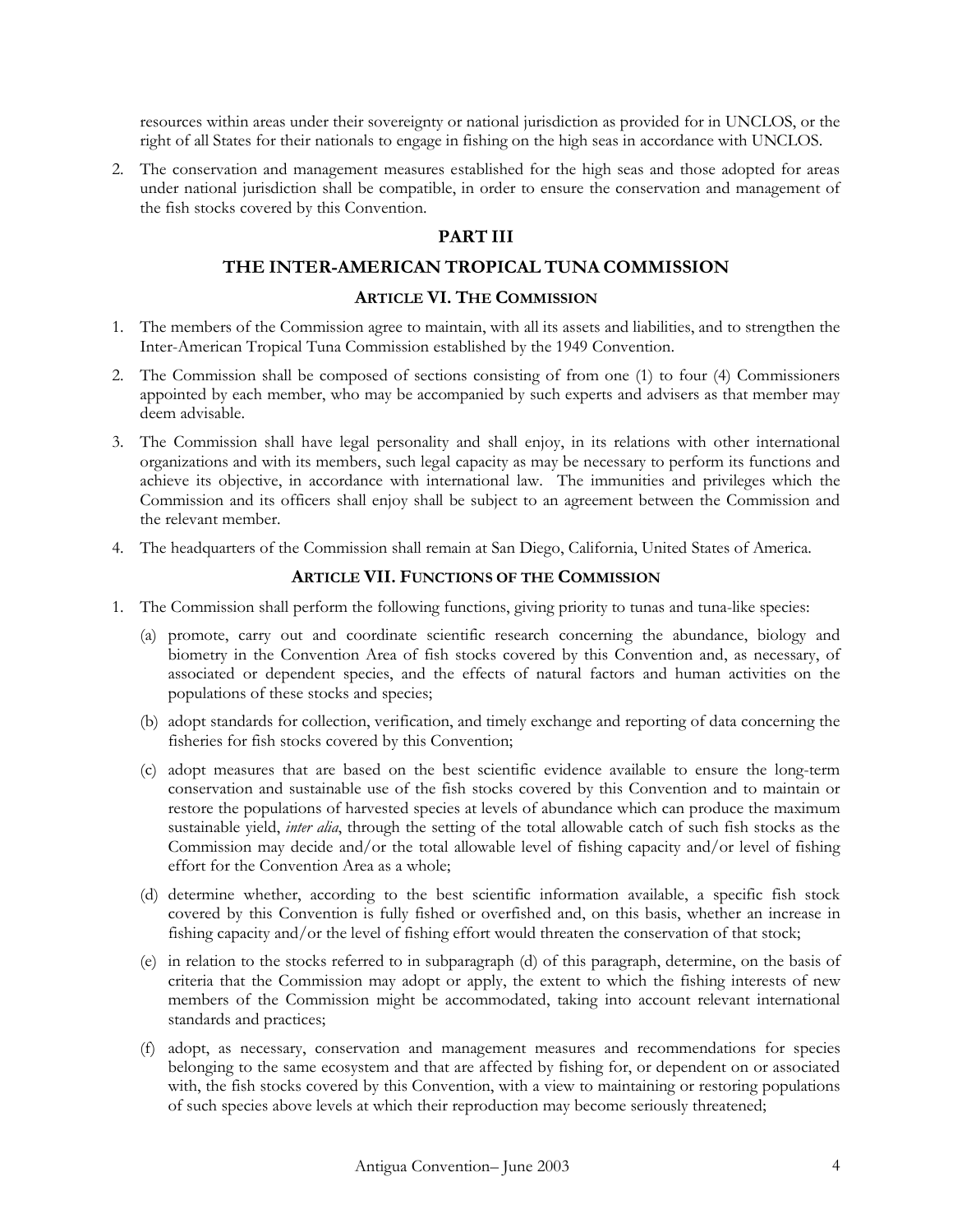resources within areas under their sovereignty or national jurisdiction as provided for in UNCLOS, or the right of all States for their nationals to engage in fishing on the high seas in accordance with UNCLOS.

2. The conservation and management measures established for the high seas and those adopted for areas under national jurisdiction shall be compatible, in order to ensure the conservation and management of the fish stocks covered by this Convention.

## PART III

## THE INTER-AMERICAN TROPICAL TUNA COMMISSION

### ARTICLE VI. THE COMMISSION

1. The members of the Commission agree to maintain, with all its assets and liabilities, and to strengthen the Inter-American Tropical Tuna Commission established by the 1949 Convention.
2. The Commission shall be composed of sections consisting of from one (1) to four (4) Commissioners appointed by each member, who may be accompanied by such experts and advisers as that member may deem advisable.
3. The Commission shall have legal personality and shall enjoy, in its relations with other international organizations and with its members, such legal capacity as may be necessary to perform its functions and achieve its objective, in accordance with international law. The immunities and privileges which the Commission and its officers shall enjoy shall be subject to an agreement between the Commission and the relevant member.
4. The headquarters of the Commission shall remain at San Diego, California, United States of America.

### ARTICLE VII. FUNCTIONS OF THE COMMISSION

1. The Commission shall perform the following functions, giving priority to tunas and tuna-like species:
   (a) promote, carry out and coordinate scientific research concerning the abundance, biology and biometry in the Convention Area of fish stocks covered by this Convention and, as necessary, of associated or dependent species, and the effects of natural factors and human activities on the populations of these stocks and species;

   (b) adopt standards for collection, verification, and timely exchange and reporting of data concerning the fisheries for fish stocks covered by this Convention;

   (c) adopt measures that are based on the best scientific evidence available to ensure the long-term conservation and sustainable use of the fish stocks covered by this Convention and to maintain or restore the populations of harvested species at levels of abundance which can produce the maximum sustainable yield, *inter alia*, through the setting of the total allowable catch of such fish stocks as the Commission may decide and/or the total allowable level of fishing capacity and/or level of fishing effort for the Convention Area as a whole;

   (d) determine whether, according to the best scientific information available, a specific fish stock covered by this Convention is fully fished or overfished and, on this basis, whether an increase in fishing capacity and/or the level of fishing effort would threaten the conservation of that stock;

   (e) in relation to the stocks referred to in subparagraph (d) of this paragraph, determine, on the basis of criteria that the Commission may adopt or apply, the extent to which the fishing interests of new members of the Commission might be accommodated, taking into account relevant international standards and practices;

   (f) adopt, as necessary, conservation and management measures and recommendations for species belonging to the same ecosystem and that are affected by fishing for, or dependent on or associated with, the fish stocks covered by this Convention, with a view to maintaining or restoring populations of such species above levels at which their reproduction may become seriously threatened;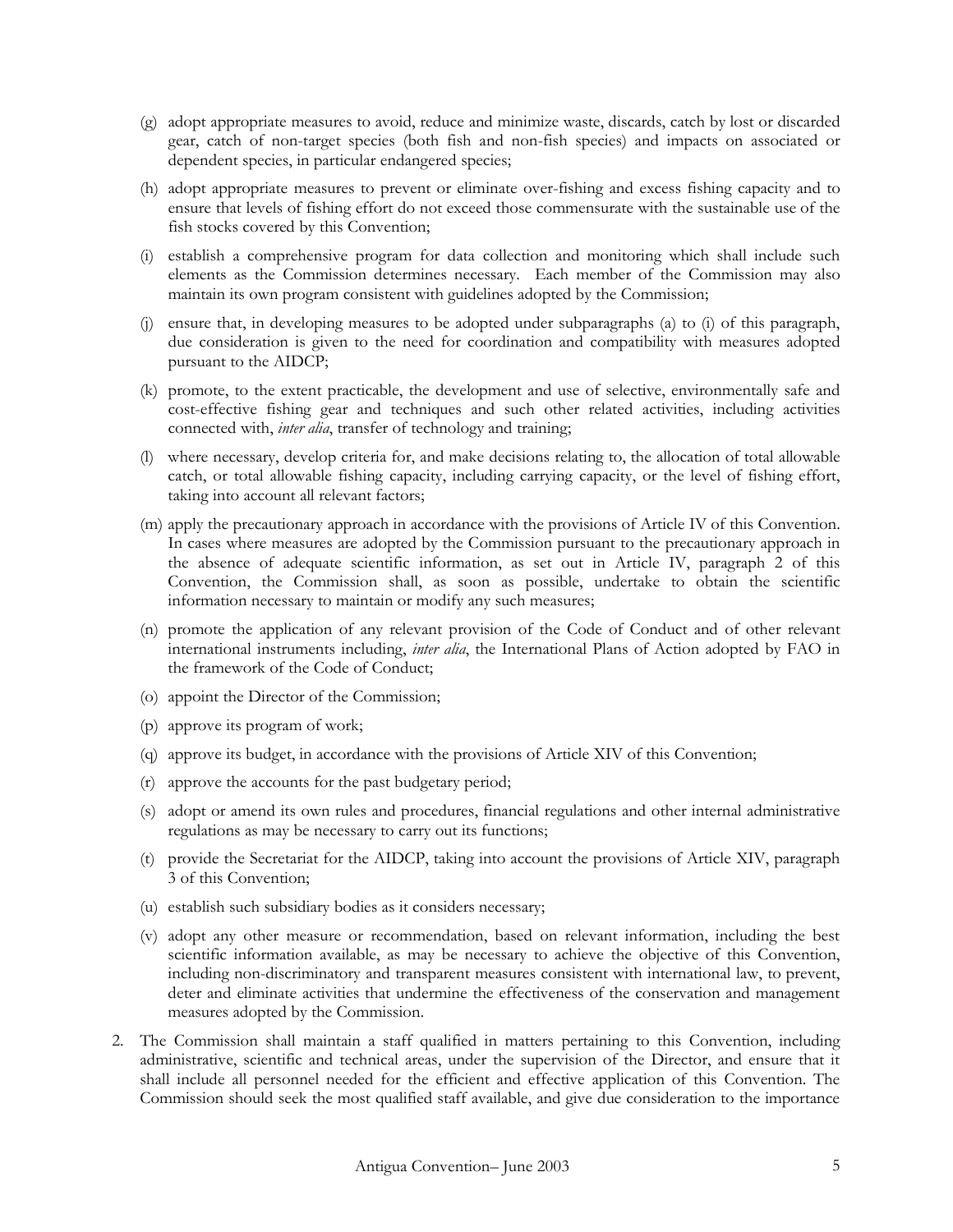(g) adopt appropriate measures to avoid, reduce and minimize waste, discards, catch by lost or discarded gear, catch of non-target species (both fish and non-fish species) and impacts on associated or dependent species, in particular endangered species;

(h) adopt appropriate measures to prevent or eliminate over-fishing and excess fishing capacity and to ensure that levels of fishing effort do not exceed those commensurate with the sustainable use of the fish stocks covered by this Convention;

(i) establish a comprehensive program for data collection and monitoring which shall include such elements as the Commission determines necessary. Each member of the Commission may also maintain its own program consistent with guidelines adopted by the Commission;

(j) ensure that, in developing measures to be adopted under subparagraphs (a) to (i) of this paragraph, due consideration is given to the need for coordination and compatibility with measures adopted pursuant to the AIDCP;

(k) promote, to the extent practicable, the development and use of selective, environmentally safe and cost-effective fishing gear and techniques and such other related activities, including activities connected with, *inter alia*, transfer of technology and training;

(l) where necessary, develop criteria for, and make decisions relating to, the allocation of total allowable catch, or total allowable fishing capacity, including carrying capacity, or the level of fishing effort, taking into account all relevant factors;

(m) apply the precautionary approach in accordance with the provisions of Article IV of this Convention. In cases where measures are adopted by the Commission pursuant to the precautionary approach in the absence of adequate scientific information, as set out in Article IV, paragraph 2 of this Convention, the Commission shall, as soon as possible, undertake to obtain the scientific information necessary to maintain or modify any such measures;

(n) promote the application of any relevant provision of the Code of Conduct and of other relevant international instruments including, *inter alia*, the International Plans of Action adopted by FAO in the framework of the Code of Conduct;

(o) appoint the Director of the Commission;

(p) approve its program of work;

(q) approve its budget, in accordance with the provisions of Article XIV of this Convention;

(r) approve the accounts for the past budgetary period;

(s) adopt or amend its own rules and procedures, financial regulations and other internal administrative regulations as may be necessary to carry out its functions;

(t) provide the Secretariat for the AIDCP, taking into account the provisions of Article XIV, paragraph 3 of this Convention;

(u) establish such subsidiary bodies as it considers necessary;

(v) adopt any other measure or recommendation, based on relevant information, including the best scientific information available, as may be necessary to achieve the objective of this Convention, including non-discriminatory and transparent measures consistent with international law, to prevent, deter and eliminate activities that undermine the effectiveness of the conservation and management measures adopted by the Commission.

2. The Commission shall maintain a staff qualified in matters pertaining to this Convention, including administrative, scientific and technical areas, under the supervision of the Director, and ensure that it shall include all personnel needed for the efficient and effective application of this Convention. The Commission should seek the most qualified staff available, and give due consideration to the importance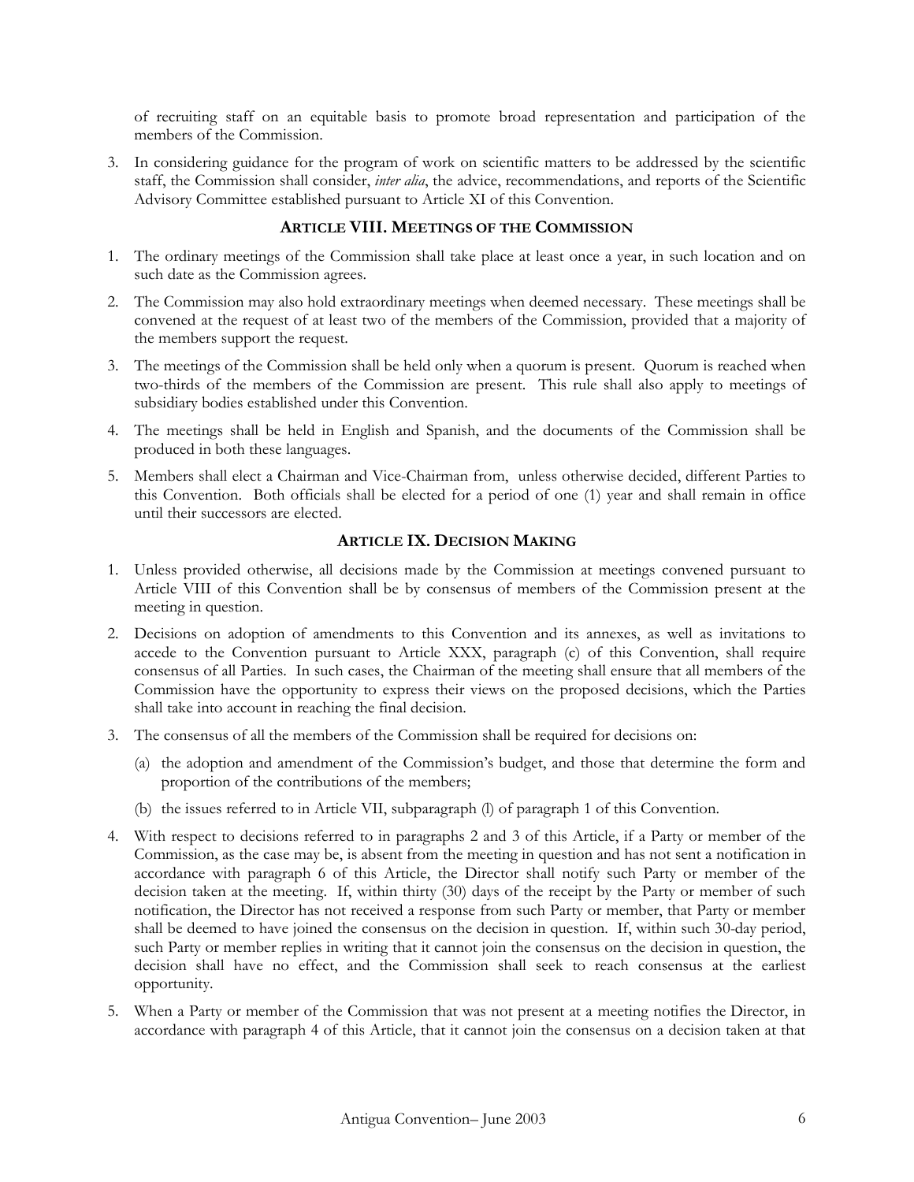of recruiting staff on an equitable basis to promote broad representation and participation of the members of the Commission.

3. In considering guidance for the program of work on scientific matters to be addressed by the scientific staff, the Commission shall consider, *inter alia*, the advice, recommendations, and reports of the Scientific Advisory Committee established pursuant to Article XI of this Convention.

## ARTICLE VIII. MEETINGS OF THE COMMISSION

1. The ordinary meetings of the Commission shall take place at least once a year, in such location and on such date as the Commission agrees.
2. The Commission may also hold extraordinary meetings when deemed necessary. These meetings shall be convened at the request of at least two of the members of the Commission, provided that a majority of the members support the request.
3. The meetings of the Commission shall be held only when a quorum is present. Quorum is reached when two-thirds of the members of the Commission are present. This rule shall also apply to meetings of subsidiary bodies established under this Convention.
4. The meetings shall be held in English and Spanish, and the documents of the Commission shall be produced in both these languages.
5. Members shall elect a Chairman and Vice-Chairman from, unless otherwise decided, different Parties to this Convention. Both officials shall be elected for a period of one (1) year and shall remain in office until their successors are elected.

## ARTICLE IX. DECISION MAKING

1. Unless provided otherwise, all decisions made by the Commission at meetings convened pursuant to Article VIII of this Convention shall be by consensus of members of the Commission present at the meeting in question.
2. Decisions on adoption of amendments to this Convention and its annexes, as well as invitations to accede to the Convention pursuant to Article XXX, paragraph (c) of this Convention, shall require consensus of all Parties. In such cases, the Chairman of the meeting shall ensure that all members of the Commission have the opportunity to express their views on the proposed decisions, which the Parties shall take into account in reaching the final decision.
3. The consensus of all the members of the Commission shall be required for decisions on:
   (a) the adoption and amendment of the Commission's budget, and those that determine the form and proportion of the contributions of the members;
   (b) the issues referred to in Article VII, subparagraph (l) of paragraph 1 of this Convention.
4. With respect to decisions referred to in paragraphs 2 and 3 of this Article, if a Party or member of the Commission, as the case may be, is absent from the meeting in question and has not sent a notification in accordance with paragraph 6 of this Article, the Director shall notify such Party or member of the decision taken at the meeting. If, within thirty (30) days of the receipt by the Party or member of such notification, the Director has not received a response from such Party or member, that Party or member shall be deemed to have joined the consensus on the decision in question. If, within such 30-day period, such Party or member replies in writing that it cannot join the consensus on the decision in question, the decision shall have no effect, and the Commission shall seek to reach consensus at the earliest opportunity.
5. When a Party or member of the Commission that was not present at a meeting notifies the Director, in accordance with paragraph 4 of this Article, that it cannot join the consensus on a decision taken at that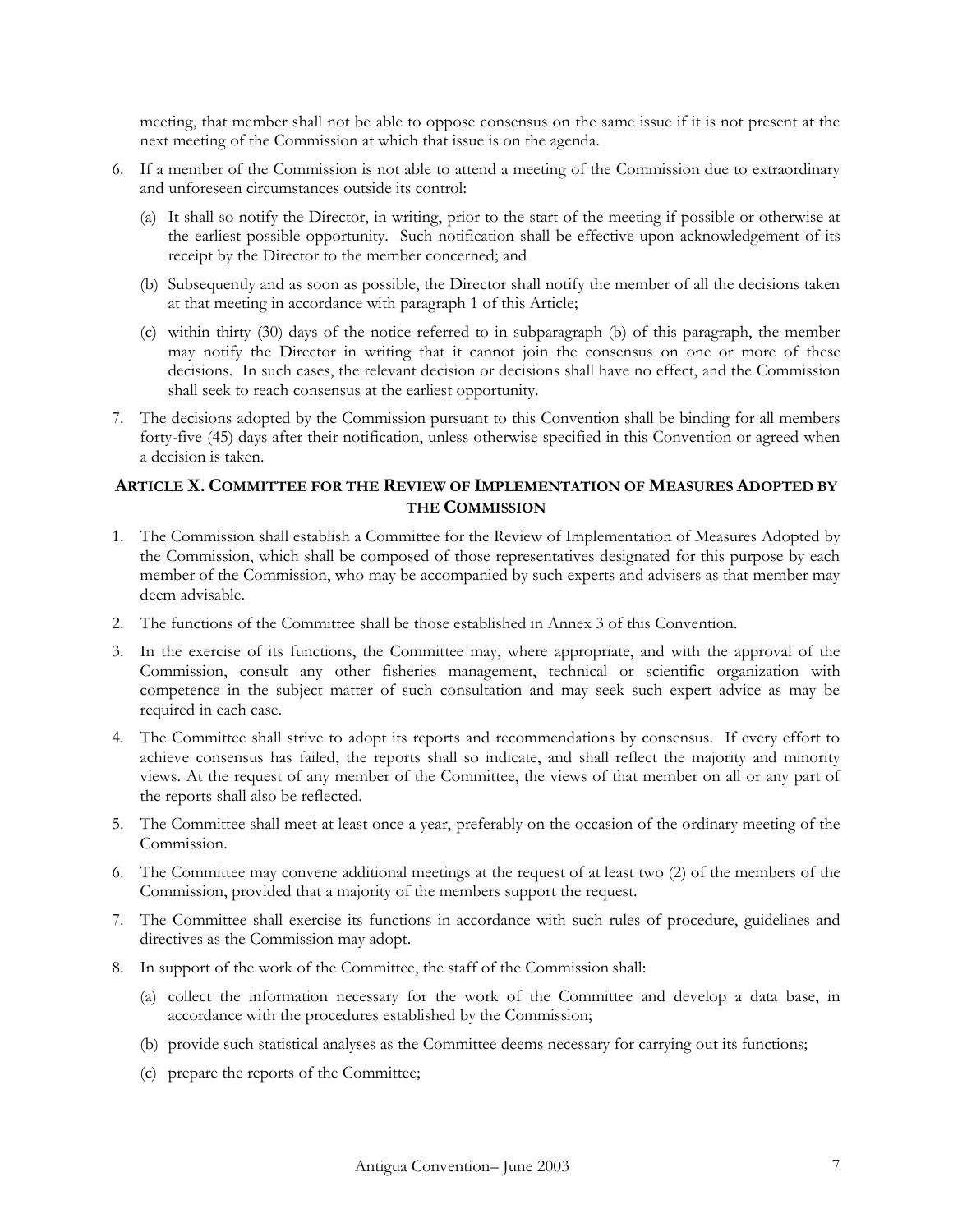meeting, that member shall not be able to oppose consensus on the same issue if it is not present at the next meeting of the Commission at which that issue is on the agenda.

6. If a member of the Commission is not able to attend a meeting of the Commission due to extraordinary and unforeseen circumstances outside its control:

   (a) It shall so notify the Director, in writing, prior to the start of the meeting if possible or otherwise at the earliest possible opportunity. Such notification shall be effective upon acknowledgement of its receipt by the Director to the member concerned; and

   (b) Subsequently and as soon as possible, the Director shall notify the member of all the decisions taken at that meeting in accordance with paragraph 1 of this Article;

   (c) within thirty (30) days of the notice referred to in subparagraph (b) of this paragraph, the member may notify the Director in writing that it cannot join the consensus on one or more of these decisions. In such cases, the relevant decision or decisions shall have no effect, and the Commission shall seek to reach consensus at the earliest opportunity.

7. The decisions adopted by the Commission pursuant to this Convention shall be binding for all members forty-five (45) days after their notification, unless otherwise specified in this Convention or agreed when a decision is taken.

## ARTICLE X. COMMITTEE FOR THE REVIEW OF IMPLEMENTATION OF MEASURES ADOPTED BY THE COMMISSION

1. The Commission shall establish a Committee for the Review of Implementation of Measures Adopted by the Commission, which shall be composed of those representatives designated for this purpose by each member of the Commission, who may be accompanied by such experts and advisers as that member may deem advisable.

2. The functions of the Committee shall be those established in Annex 3 of this Convention.

3. In the exercise of its functions, the Committee may, where appropriate, and with the approval of the Commission, consult any other fisheries management, technical or scientific organization with competence in the subject matter of such consultation and may seek such expert advice as may be required in each case.

4. The Committee shall strive to adopt its reports and recommendations by consensus. If every effort to achieve consensus has failed, the reports shall so indicate, and shall reflect the majority and minority views. At the request of any member of the Committee, the views of that member on all or any part of the reports shall also be reflected.

5. The Committee shall meet at least once a year, preferably on the occasion of the ordinary meeting of the Commission.

6. The Committee may convene additional meetings at the request of at least two (2) of the members of the Commission, provided that a majority of the members support the request.

7. The Committee shall exercise its functions in accordance with such rules of procedure, guidelines and directives as the Commission may adopt.

8. In support of the work of the Committee, the staff of the Commission shall:

   (a) collect the information necessary for the work of the Committee and develop a data base, in accordance with the procedures established by the Commission;

   (b) provide such statistical analyses as the Committee deems necessary for carrying out its functions;

   (c) prepare the reports of the Committee;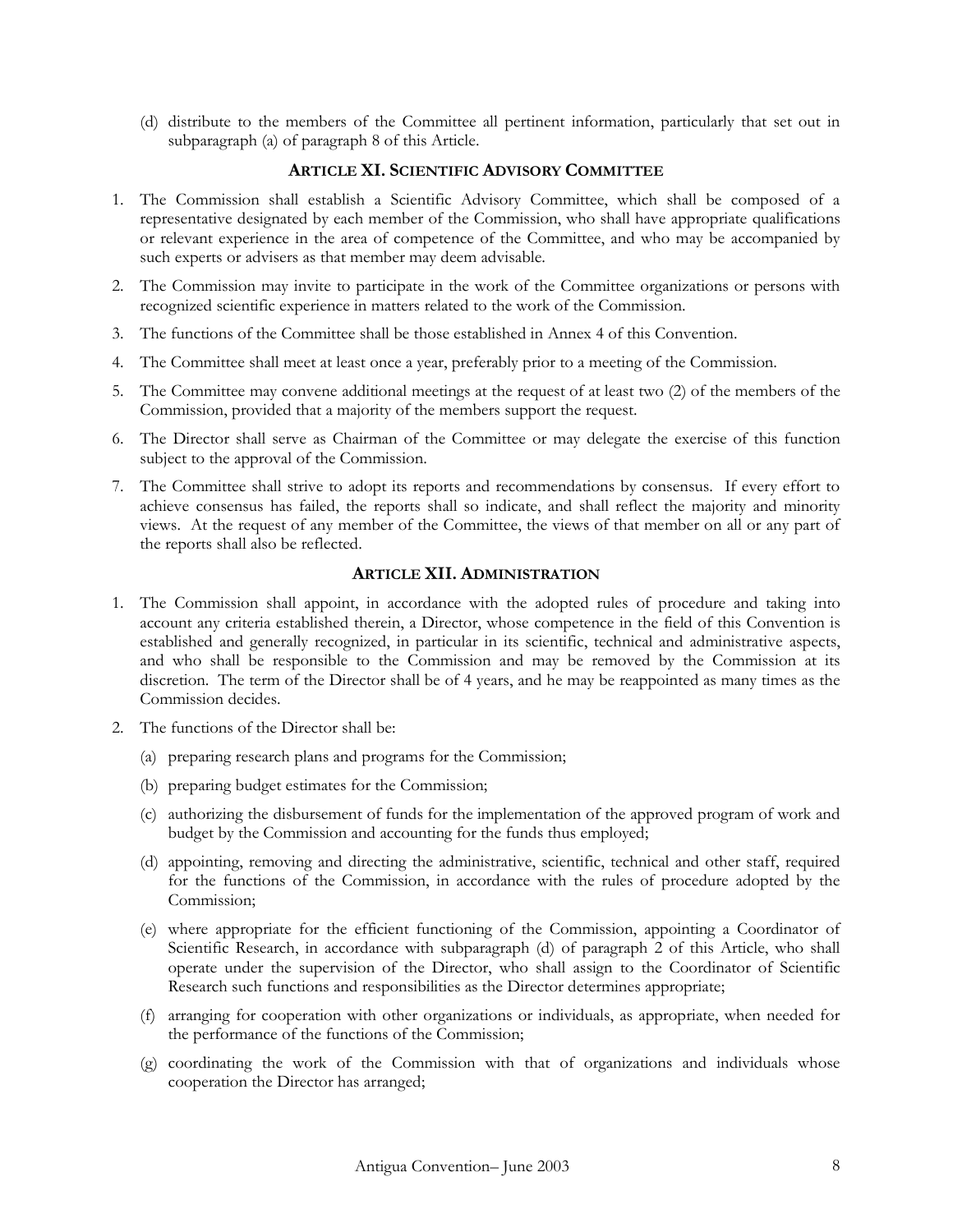(d) distribute to the members of the Committee all pertinent information, particularly that set out in subparagraph (a) of paragraph 8 of this Article.

## ARTICLE XI. SCIENTIFIC ADVISORY COMMITTEE

1. The Commission shall establish a Scientific Advisory Committee, which shall be composed of a representative designated by each member of the Commission, who shall have appropriate qualifications or relevant experience in the area of competence of the Committee, and who may be accompanied by such experts or advisers as that member may deem advisable.
2. The Commission may invite to participate in the work of the Committee organizations or persons with recognized scientific experience in matters related to the work of the Commission.
3. The functions of the Committee shall be those established in Annex 4 of this Convention.
4. The Committee shall meet at least once a year, preferably prior to a meeting of the Commission.
5. The Committee may convene additional meetings at the request of at least two (2) of the members of the Commission, provided that a majority of the members support the request.
6. The Director shall serve as Chairman of the Committee or may delegate the exercise of this function subject to the approval of the Commission.
7. The Committee shall strive to adopt its reports and recommendations by consensus. If every effort to achieve consensus has failed, the reports shall so indicate, and shall reflect the majority and minority views. At the request of any member of the Committee, the views of that member on all or any part of the reports shall also be reflected.

## ARTICLE XII. ADMINISTRATION

1. The Commission shall appoint, in accordance with the adopted rules of procedure and taking into account any criteria established therein, a Director, whose competence in the field of this Convention is established and generally recognized, in particular in its scientific, technical and administrative aspects, and who shall be responsible to the Commission and may be removed by the Commission at its discretion. The term of the Director shall be of 4 years, and he may be reappointed as many times as the Commission decides.
2. The functions of the Director shall be:
   (a) preparing research plans and programs for the Commission;
   (b) preparing budget estimates for the Commission;
   (c) authorizing the disbursement of funds for the implementation of the approved program of work and budget by the Commission and accounting for the funds thus employed;
   (d) appointing, removing and directing the administrative, scientific, technical and other staff, required for the functions of the Commission, in accordance with the rules of procedure adopted by the Commission;
   (e) where appropriate for the efficient functioning of the Commission, appointing a Coordinator of Scientific Research, in accordance with subparagraph (d) of paragraph 2 of this Article, who shall operate under the supervision of the Director, who shall assign to the Coordinator of Scientific Research such functions and responsibilities as the Director determines appropriate;
   (f) arranging for cooperation with other organizations or individuals, as appropriate, when needed for the performance of the functions of the Commission;
   (g) coordinating the work of the Commission with that of organizations and individuals whose cooperation the Director has arranged;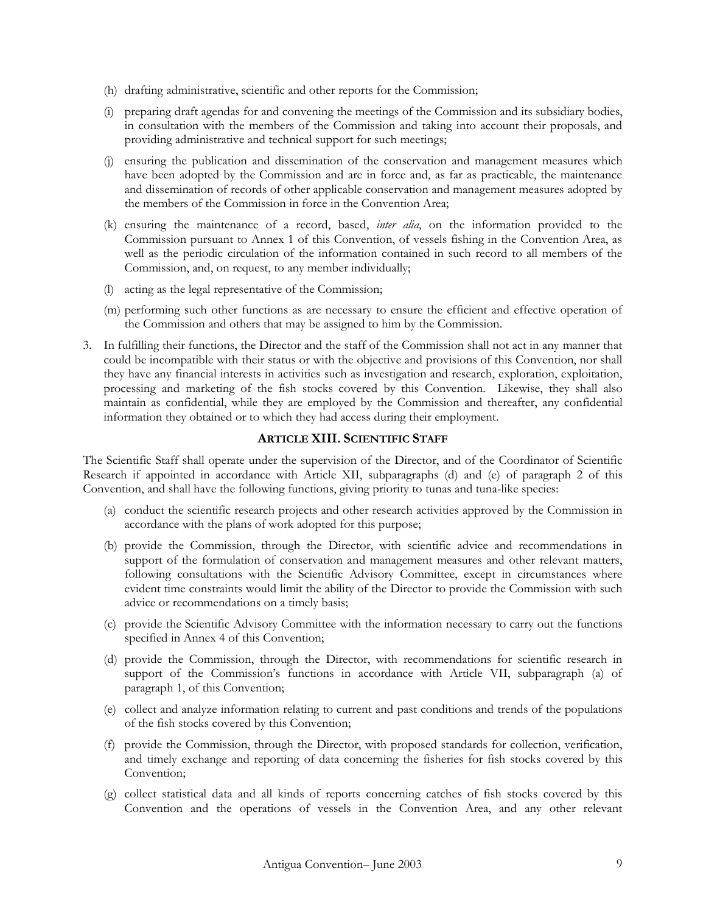(h) drafting administrative, scientific and other reports for the Commission;

(i) preparing draft agendas for and convening the meetings of the Commission and its subsidiary bodies, in consultation with the members of the Commission and taking into account their proposals, and providing administrative and technical support for such meetings;

(j) ensuring the publication and dissemination of the conservation and management measures which have been adopted by the Commission and are in force and, as far as practicable, the maintenance and dissemination of records of other applicable conservation and management measures adopted by the members of the Commission in force in the Convention Area;

(k) ensuring the maintenance of a record, based, *inter alia*, on the information provided to the Commission pursuant to Annex 1 of this Convention, of vessels fishing in the Convention Area, as well as the periodic circulation of the information contained in such record to all members of the Commission, and, on request, to any member individually;

(l) acting as the legal representative of the Commission;

(m) performing such other functions as are necessary to ensure the efficient and effective operation of the Commission and others that may be assigned to him by the Commission.

3. In fulfilling their functions, the Director and the staff of the Commission shall not act in any manner that could be incompatible with their status or with the objective and provisions of this Convention, nor shall they have any financial interests in activities such as investigation and research, exploration, exploitation, processing and marketing of the fish stocks covered by this Convention. Likewise, they shall also maintain as confidential, while they are employed by the Commission and thereafter, any confidential information they obtained or to which they had access during their employment.

## ARTICLE XIII. SCIENTIFIC STAFF

The Scientific Staff shall operate under the supervision of the Director, and of the Coordinator of Scientific Research if appointed in accordance with Article XII, subparagraphs (d) and (e) of paragraph 2 of this Convention, and shall have the following functions, giving priority to tunas and tuna-like species:

(a) conduct the scientific research projects and other research activities approved by the Commission in accordance with the plans of work adopted for this purpose;

(b) provide the Commission, through the Director, with scientific advice and recommendations in support of the formulation of conservation and management measures and other relevant matters, following consultations with the Scientific Advisory Committee, except in circumstances where evident time constraints would limit the ability of the Director to provide the Commission with such advice or recommendations on a timely basis;

(c) provide the Scientific Advisory Committee with the information necessary to carry out the functions specified in Annex 4 of this Convention;

(d) provide the Commission, through the Director, with recommendations for scientific research in support of the Commission's functions in accordance with Article VII, subparagraph (a) of paragraph 1, of this Convention;

(e) collect and analyze information relating to current and past conditions and trends of the populations of the fish stocks covered by this Convention;

(f) provide the Commission, through the Director, with proposed standards for collection, verification, and timely exchange and reporting of data concerning the fisheries for fish stocks covered by this Convention;

(g) collect statistical data and all kinds of reports concerning catches of fish stocks covered by this Convention and the operations of vessels in the Convention Area, and any other relevant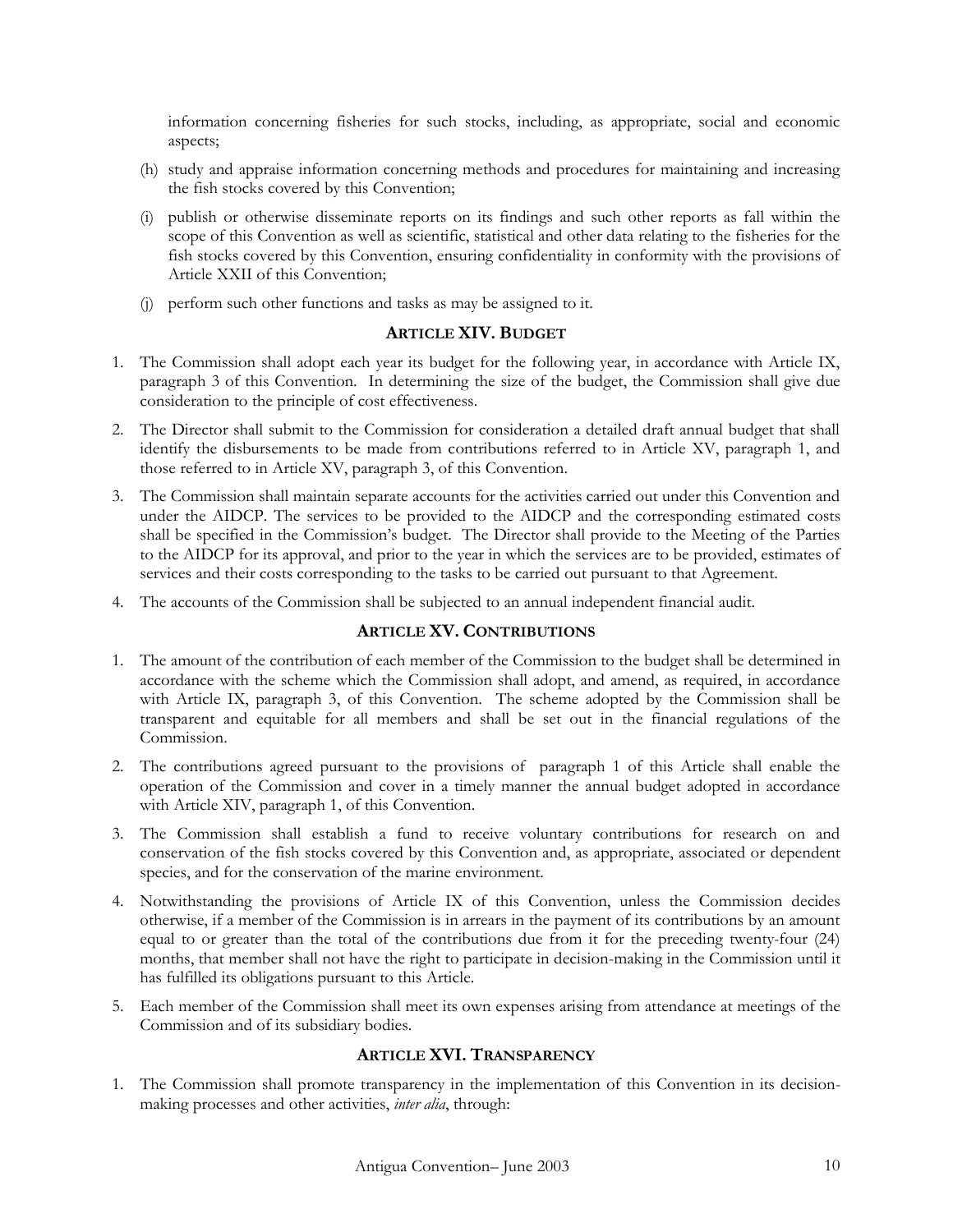information concerning fisheries for such stocks, including, as appropriate, social and economic aspects;

(h) study and appraise information concerning methods and procedures for maintaining and increasing the fish stocks covered by this Convention;

(i) publish or otherwise disseminate reports on its findings and such other reports as fall within the scope of this Convention as well as scientific, statistical and other data relating to the fisheries for the fish stocks covered by this Convention, ensuring confidentiality in conformity with the provisions of Article XXII of this Convention;

(j) perform such other functions and tasks as may be assigned to it.

## ARTICLE XIV. BUDGET

1. The Commission shall adopt each year its budget for the following year, in accordance with Article IX, paragraph 3 of this Convention. In determining the size of the budget, the Commission shall give due consideration to the principle of cost effectiveness.
2. The Director shall submit to the Commission for consideration a detailed draft annual budget that shall identify the disbursements to be made from contributions referred to in Article XV, paragraph 1, and those referred to in Article XV, paragraph 3, of this Convention.
3. The Commission shall maintain separate accounts for the activities carried out under this Convention and under the AIDCP. The services to be provided to the AIDCP and the corresponding estimated costs shall be specified in the Commission's budget. The Director shall provide to the Meeting of the Parties to the AIDCP for its approval, and prior to the year in which the services are to be provided, estimates of services and their costs corresponding to the tasks to be carried out pursuant to that Agreement.
4. The accounts of the Commission shall be subjected to an annual independent financial audit.

## ARTICLE XV. CONTRIBUTIONS

1. The amount of the contribution of each member of the Commission to the budget shall be determined in accordance with the scheme which the Commission shall adopt, and amend, as required, in accordance with Article IX, paragraph 3, of this Convention. The scheme adopted by the Commission shall be transparent and equitable for all members and shall be set out in the financial regulations of the Commission.
2. The contributions agreed pursuant to the provisions of paragraph 1 of this Article shall enable the operation of the Commission and cover in a timely manner the annual budget adopted in accordance with Article XIV, paragraph 1, of this Convention.
3. The Commission shall establish a fund to receive voluntary contributions for research on and conservation of the fish stocks covered by this Convention and, as appropriate, associated or dependent species, and for the conservation of the marine environment.
4. Notwithstanding the provisions of Article IX of this Convention, unless the Commission decides otherwise, if a member of the Commission is in arrears in the payment of its contributions by an amount equal to or greater than the total of the contributions due from it for the preceding twenty-four (24) months, that member shall not have the right to participate in decision-making in the Commission until it has fulfilled its obligations pursuant to this Article.
5. Each member of the Commission shall meet its own expenses arising from attendance at meetings of the Commission and of its subsidiary bodies.

## ARTICLE XVI. TRANSPARENCY

1. The Commission shall promote transparency in the implementation of this Convention in its decision-making processes and other activities, *inter alia*, through: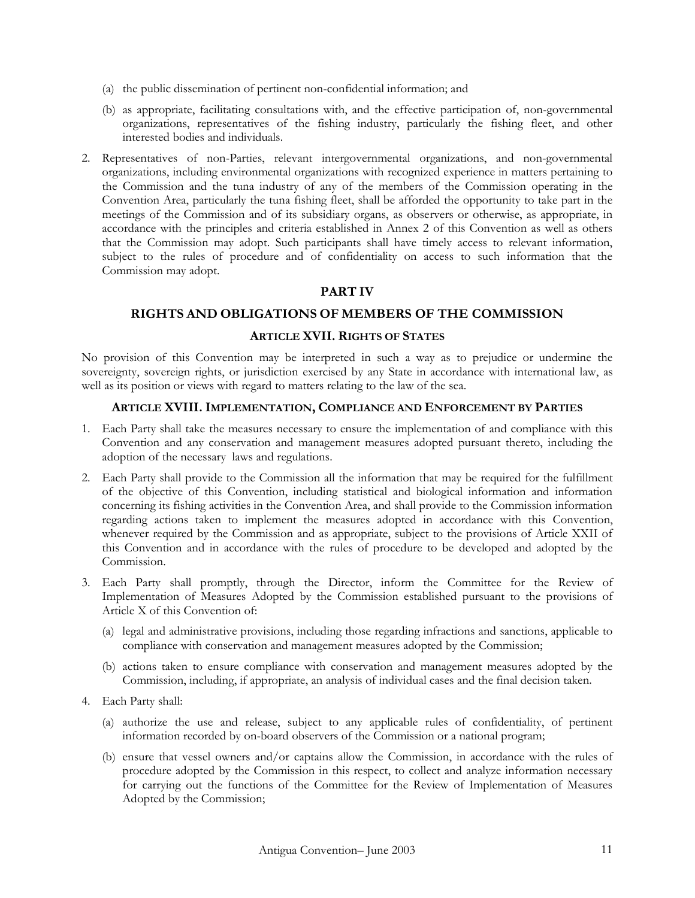(a) the public dissemination of pertinent non-confidential information; and

(b) as appropriate, facilitating consultations with, and the effective participation of, non-governmental organizations, representatives of the fishing industry, particularly the fishing fleet, and other interested bodies and individuals.

2. Representatives of non-Parties, relevant intergovernmental organizations, and non-governmental organizations, including environmental organizations with recognized experience in matters pertaining to the Commission and the tuna industry of any of the members of the Commission operating in the Convention Area, particularly the tuna fishing fleet, shall be afforded the opportunity to take part in the meetings of the Commission and of its subsidiary organs, as observers or otherwise, as appropriate, in accordance with the principles and criteria established in Annex 2 of this Convention as well as others that the Commission may adopt. Such participants shall have timely access to relevant information, subject to the rules of procedure and of confidentiality on access to such information that the Commission may adopt.

## PART IV

## RIGHTS AND OBLIGATIONS OF MEMBERS OF THE COMMISSION

### ARTICLE XVII. RIGHTS OF STATES

No provision of this Convention may be interpreted in such a way as to prejudice or undermine the sovereignty, sovereign rights, or jurisdiction exercised by any State in accordance with international law, as well as its position or views with regard to matters relating to the law of the sea.

### ARTICLE XVIII. IMPLEMENTATION, COMPLIANCE AND ENFORCEMENT BY PARTIES

1. Each Party shall take the measures necessary to ensure the implementation of and compliance with this Convention and any conservation and management measures adopted pursuant thereto, including the adoption of the necessary laws and regulations.

2. Each Party shall provide to the Commission all the information that may be required for the fulfillment of the objective of this Convention, including statistical and biological information and information concerning its fishing activities in the Convention Area, and shall provide to the Commission information regarding actions taken to implement the measures adopted in accordance with this Convention, whenever required by the Commission and as appropriate, subject to the provisions of Article XXII of this Convention and in accordance with the rules of procedure to be developed and adopted by the Commission.

3. Each Party shall promptly, through the Director, inform the Committee for the Review of Implementation of Measures Adopted by the Commission established pursuant to the provisions of Article X of this Convention of:

   (a) legal and administrative provisions, including those regarding infractions and sanctions, applicable to compliance with conservation and management measures adopted by the Commission;

   (b) actions taken to ensure compliance with conservation and management measures adopted by the Commission, including, if appropriate, an analysis of individual cases and the final decision taken.

4. Each Party shall:

   (a) authorize the use and release, subject to any applicable rules of confidentiality, of pertinent information recorded by on-board observers of the Commission or a national program;

   (b) ensure that vessel owners and/or captains allow the Commission, in accordance with the rules of procedure adopted by the Commission in this respect, to collect and analyze information necessary for carrying out the functions of the Committee for the Review of Implementation of Measures Adopted by the Commission;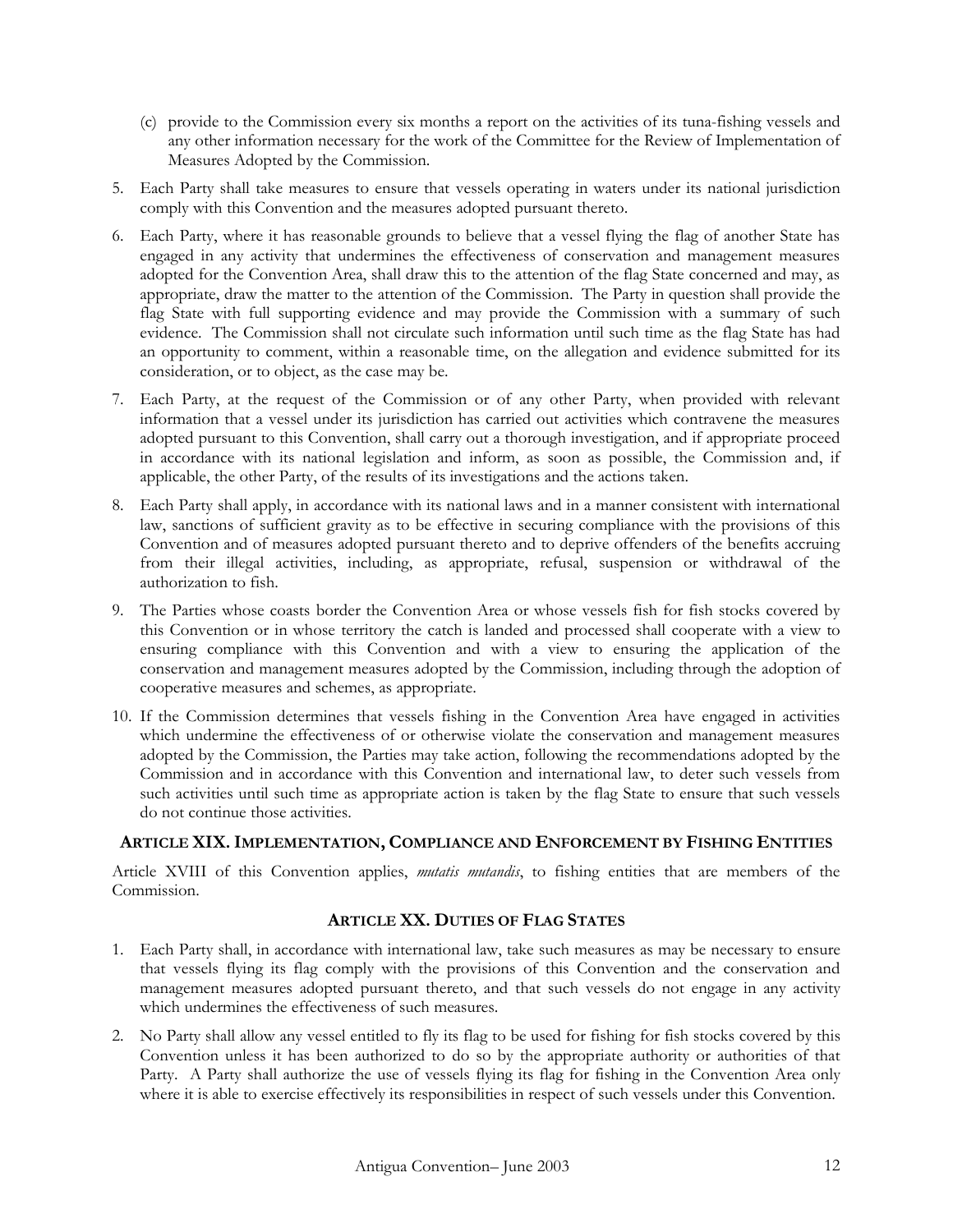(c) provide to the Commission every six months a report on the activities of its tuna-fishing vessels and any other information necessary for the work of the Committee for the Review of Implementation of Measures Adopted by the Commission.

5. Each Party shall take measures to ensure that vessels operating in waters under its national jurisdiction comply with this Convention and the measures adopted pursuant thereto.

6. Each Party, where it has reasonable grounds to believe that a vessel flying the flag of another State has engaged in any activity that undermines the effectiveness of conservation and management measures adopted for the Convention Area, shall draw this to the attention of the flag State concerned and may, as appropriate, draw the matter to the attention of the Commission. The Party in question shall provide the flag State with full supporting evidence and may provide the Commission with a summary of such evidence. The Commission shall not circulate such information until such time as the flag State has had an opportunity to comment, within a reasonable time, on the allegation and evidence submitted for its consideration, or to object, as the case may be.

7. Each Party, at the request of the Commission or of any other Party, when provided with relevant information that a vessel under its jurisdiction has carried out activities which contravene the measures adopted pursuant to this Convention, shall carry out a thorough investigation, and if appropriate proceed in accordance with its national legislation and inform, as soon as possible, the Commission and, if applicable, the other Party, of the results of its investigations and the actions taken.

8. Each Party shall apply, in accordance with its national laws and in a manner consistent with international law, sanctions of sufficient gravity as to be effective in securing compliance with the provisions of this Convention and of measures adopted pursuant thereto and to deprive offenders of the benefits accruing from their illegal activities, including, as appropriate, refusal, suspension or withdrawal of the authorization to fish.

9. The Parties whose coasts border the Convention Area or whose vessels fish for fish stocks covered by this Convention or in whose territory the catch is landed and processed shall cooperate with a view to ensuring compliance with this Convention and with a view to ensuring the application of the conservation and management measures adopted by the Commission, including through the adoption of cooperative measures and schemes, as appropriate.

10. If the Commission determines that vessels fishing in the Convention Area have engaged in activities which undermine the effectiveness of or otherwise violate the conservation and management measures adopted by the Commission, the Parties may take action, following the recommendations adopted by the Commission and in accordance with this Convention and international law, to deter such vessels from such activities until such time as appropriate action is taken by the flag State to ensure that such vessels do not continue those activities.

## ARTICLE XIX. IMPLEMENTATION, COMPLIANCE AND ENFORCEMENT BY FISHING ENTITIES

Article XVIII of this Convention applies, *mutatis mutandis*, to fishing entities that are members of the Commission.

## ARTICLE XX. DUTIES OF FLAG STATES

1. Each Party shall, in accordance with international law, take such measures as may be necessary to ensure that vessels flying its flag comply with the provisions of this Convention and the conservation and management measures adopted pursuant thereto, and that such vessels do not engage in any activity which undermines the effectiveness of such measures.

2. No Party shall allow any vessel entitled to fly its flag to be used for fishing for fish stocks covered by this Convention unless it has been authorized to do so by the appropriate authority or authorities of that Party. A Party shall authorize the use of vessels flying its flag for fishing in the Convention Area only where it is able to exercise effectively its responsibilities in respect of such vessels under this Convention.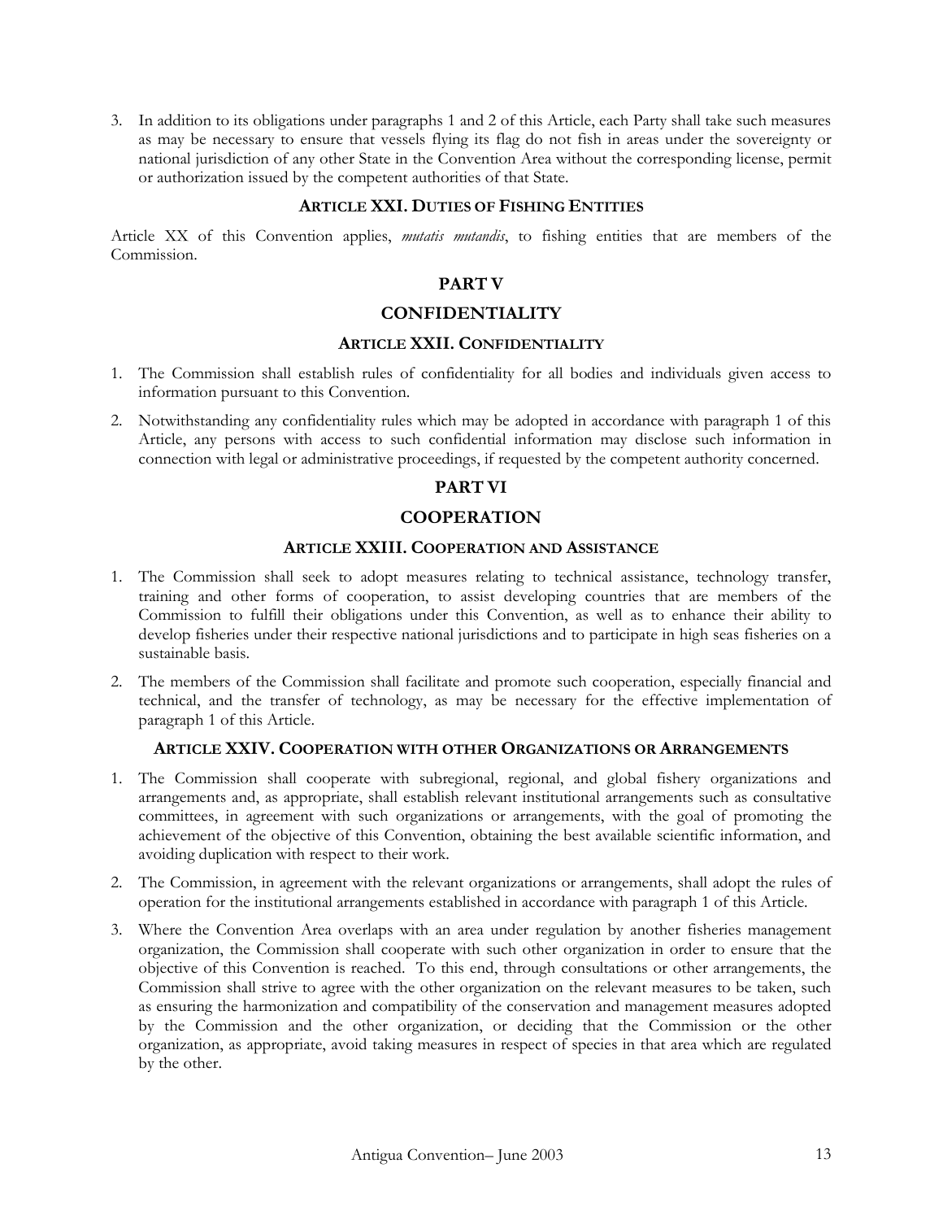3. In addition to its obligations under paragraphs 1 and 2 of this Article, each Party shall take such measures as may be necessary to ensure that vessels flying its flag do not fish in areas under the sovereignty or national jurisdiction of any other State in the Convention Area without the corresponding license, permit or authorization issued by the competent authorities of that State.

### ARTICLE XXI. DUTIES OF FISHING ENTITIES

Article XX of this Convention applies, *mutatis mutandis*, to fishing entities that are members of the Commission.

## PART V

## CONFIDENTIALITY

### ARTICLE XXII. CONFIDENTIALITY

1. The Commission shall establish rules of confidentiality for all bodies and individuals given access to information pursuant to this Convention.
2. Notwithstanding any confidentiality rules which may be adopted in accordance with paragraph 1 of this Article, any persons with access to such confidential information may disclose such information in connection with legal or administrative proceedings, if requested by the competent authority concerned.

## PART VI

## COOPERATION

### ARTICLE XXIII. COOPERATION AND ASSISTANCE

1. The Commission shall seek to adopt measures relating to technical assistance, technology transfer, training and other forms of cooperation, to assist developing countries that are members of the Commission to fulfill their obligations under this Convention, as well as to enhance their ability to develop fisheries under their respective national jurisdictions and to participate in high seas fisheries on a sustainable basis.
2. The members of the Commission shall facilitate and promote such cooperation, especially financial and technical, and the transfer of technology, as may be necessary for the effective implementation of paragraph 1 of this Article.

### ARTICLE XXIV. COOPERATION WITH OTHER ORGANIZATIONS OR ARRANGEMENTS

1. The Commission shall cooperate with subregional, regional, and global fishery organizations and arrangements and, as appropriate, shall establish relevant institutional arrangements such as consultative committees, in agreement with such organizations or arrangements, with the goal of promoting the achievement of the objective of this Convention, obtaining the best available scientific information, and avoiding duplication with respect to their work.
2. The Commission, in agreement with the relevant organizations or arrangements, shall adopt the rules of operation for the institutional arrangements established in accordance with paragraph 1 of this Article.
3. Where the Convention Area overlaps with an area under regulation by another fisheries management organization, the Commission shall cooperate with such other organization in order to ensure that the objective of this Convention is reached. To this end, through consultations or other arrangements, the Commission shall strive to agree with the other organization on the relevant measures to be taken, such as ensuring the harmonization and compatibility of the conservation and management measures adopted by the Commission and the other organization, or deciding that the Commission or the other organization, as appropriate, avoid taking measures in respect of species in that area which are regulated by the other.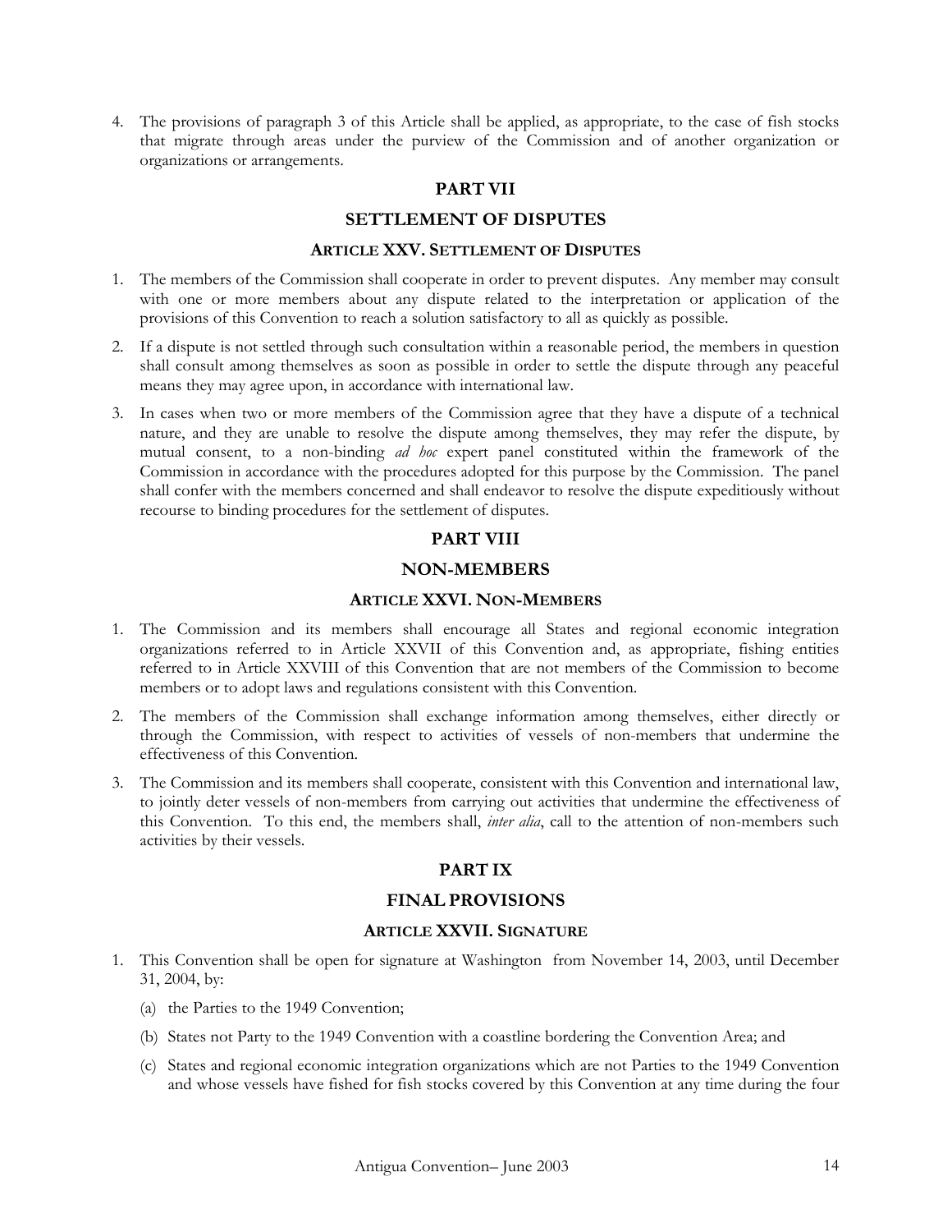4. The provisions of paragraph 3 of this Article shall be applied, as appropriate, to the case of fish stocks that migrate through areas under the purview of the Commission and of another organization or organizations or arrangements.

## PART VII

## SETTLEMENT OF DISPUTES

### ARTICLE XXV. SETTLEMENT OF DISPUTES

1. The members of the Commission shall cooperate in order to prevent disputes. Any member may consult with one or more members about any dispute related to the interpretation or application of the provisions of this Convention to reach a solution satisfactory to all as quickly as possible.
2. If a dispute is not settled through such consultation within a reasonable period, the members in question shall consult among themselves as soon as possible in order to settle the dispute through any peaceful means they may agree upon, in accordance with international law.
3. In cases when two or more members of the Commission agree that they have a dispute of a technical nature, and they are unable to resolve the dispute among themselves, they may refer the dispute, by mutual consent, to a non-binding *ad hoc* expert panel constituted within the framework of the Commission in accordance with the procedures adopted for this purpose by the Commission. The panel shall confer with the members concerned and shall endeavor to resolve the dispute expeditiously without recourse to binding procedures for the settlement of disputes.

## PART VIII

## NON-MEMBERS

### ARTICLE XXVI. NON-MEMBERS

1. The Commission and its members shall encourage all States and regional economic integration organizations referred to in Article XXVII of this Convention and, as appropriate, fishing entities referred to in Article XXVIII of this Convention that are not members of the Commission to become members or to adopt laws and regulations consistent with this Convention.
2. The members of the Commission shall exchange information among themselves, either directly or through the Commission, with respect to activities of vessels of non-members that undermine the effectiveness of this Convention.
3. The Commission and its members shall cooperate, consistent with this Convention and international law, to jointly deter vessels of non-members from carrying out activities that undermine the effectiveness of this Convention. To this end, the members shall, *inter alia*, call to the attention of non-members such activities by their vessels.

## PART IX

## FINAL PROVISIONS

### ARTICLE XXVII. SIGNATURE

1. This Convention shall be open for signature at Washington from November 14, 2003, until December 31, 2004, by:
   (a) the Parties to the 1949 Convention;
   (b) States not Party to the 1949 Convention with a coastline bordering the Convention Area; and
   (c) States and regional economic integration organizations which are not Parties to the 1949 Convention and whose vessels have fished for fish stocks covered by this Convention at any time during the four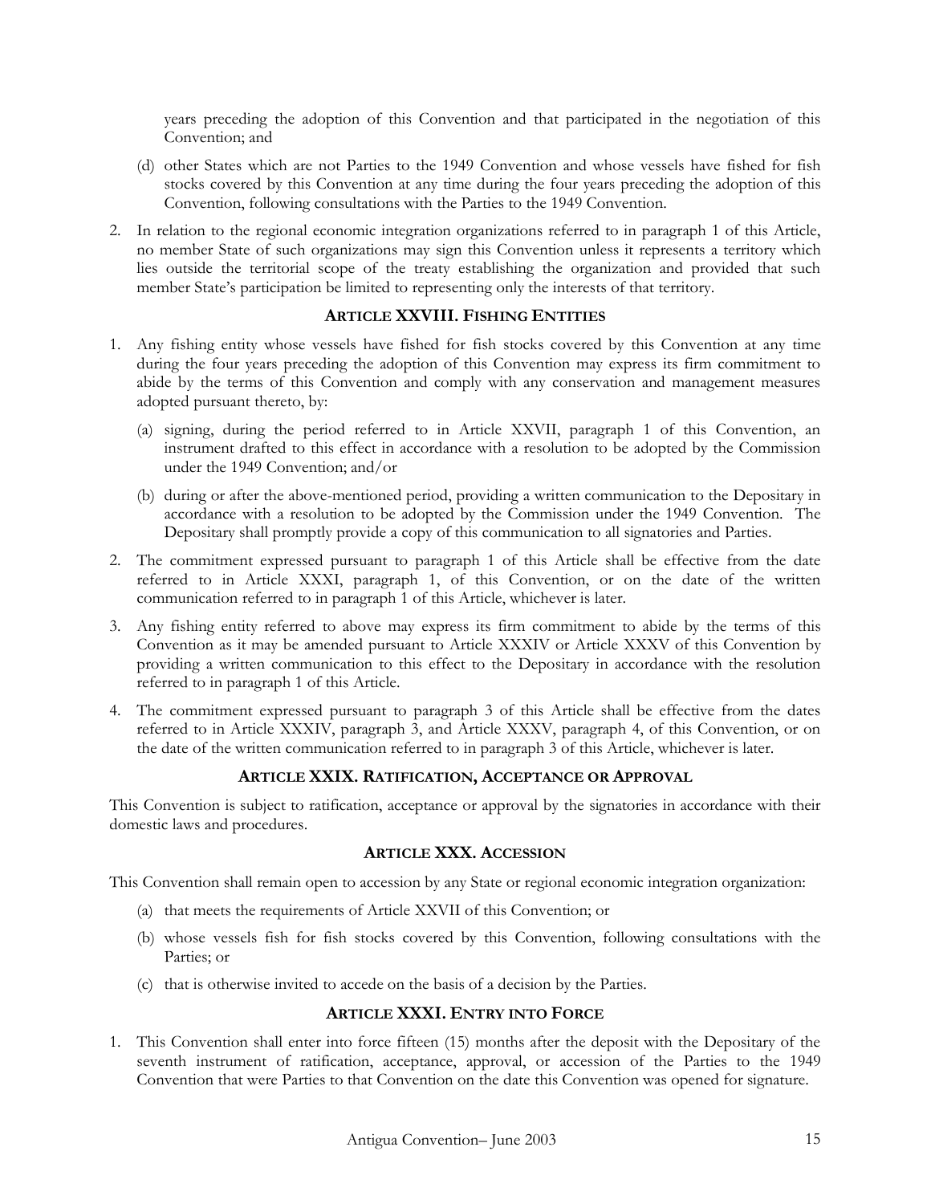years preceding the adoption of this Convention and that participated in the negotiation of this Convention; and

(d) other States which are not Parties to the 1949 Convention and whose vessels have fished for fish stocks covered by this Convention at any time during the four years preceding the adoption of this Convention, following consultations with the Parties to the 1949 Convention.

2. In relation to the regional economic integration organizations referred to in paragraph 1 of this Article, no member State of such organizations may sign this Convention unless it represents a territory which lies outside the territorial scope of the treaty establishing the organization and provided that such member State's participation be limited to representing only the interests of that territory.

### ARTICLE XXVIII. FISHING ENTITIES

1. Any fishing entity whose vessels have fished for fish stocks covered by this Convention at any time during the four years preceding the adoption of this Convention may express its firm commitment to abide by the terms of this Convention and comply with any conservation and management measures adopted pursuant thereto, by:

   (a) signing, during the period referred to in Article XXVII, paragraph 1 of this Convention, an instrument drafted to this effect in accordance with a resolution to be adopted by the Commission under the 1949 Convention; and/or

   (b) during or after the above-mentioned period, providing a written communication to the Depositary in accordance with a resolution to be adopted by the Commission under the 1949 Convention. The Depositary shall promptly provide a copy of this communication to all signatories and Parties.

2. The commitment expressed pursuant to paragraph 1 of this Article shall be effective from the date referred to in Article XXXI, paragraph 1, of this Convention, or on the date of the written communication referred to in paragraph 1 of this Article, whichever is later.

3. Any fishing entity referred to above may express its firm commitment to abide by the terms of this Convention as it may be amended pursuant to Article XXXIV or Article XXXV of this Convention by providing a written communication to this effect to the Depositary in accordance with the resolution referred to in paragraph 1 of this Article.

4. The commitment expressed pursuant to paragraph 3 of this Article shall be effective from the dates referred to in Article XXXIV, paragraph 3, and Article XXXV, paragraph 4, of this Convention, or on the date of the written communication referred to in paragraph 3 of this Article, whichever is later.

### ARTICLE XXIX. RATIFICATION, ACCEPTANCE OR APPROVAL

This Convention is subject to ratification, acceptance or approval by the signatories in accordance with their domestic laws and procedures.

### ARTICLE XXX. ACCESSION

This Convention shall remain open to accession by any State or regional economic integration organization:

(a) that meets the requirements of Article XXVII of this Convention; or

(b) whose vessels fish for fish stocks covered by this Convention, following consultations with the Parties; or

(c) that is otherwise invited to accede on the basis of a decision by the Parties.

### ARTICLE XXXI. ENTRY INTO FORCE

1. This Convention shall enter into force fifteen (15) months after the deposit with the Depositary of the seventh instrument of ratification, acceptance, approval, or accession of the Parties to the 1949 Convention that were Parties to that Convention on the date this Convention was opened for signature.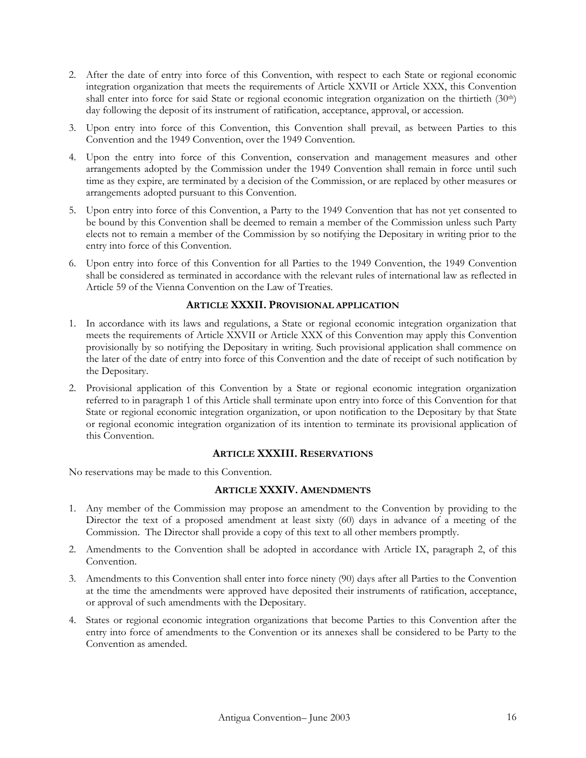2. After the date of entry into force of this Convention, with respect to each State or regional economic integration organization that meets the requirements of Article XXVII or Article XXX, this Convention shall enter into force for said State or regional economic integration organization on the thirtieth (30th) day following the deposit of its instrument of ratification, acceptance, approval, or accession.
3. Upon entry into force of this Convention, this Convention shall prevail, as between Parties to this Convention and the 1949 Convention, over the 1949 Convention.
4. Upon the entry into force of this Convention, conservation and management measures and other arrangements adopted by the Commission under the 1949 Convention shall remain in force until such time as they expire, are terminated by a decision of the Commission, or are replaced by other measures or arrangements adopted pursuant to this Convention.
5. Upon entry into force of this Convention, a Party to the 1949 Convention that has not yet consented to be bound by this Convention shall be deemed to remain a member of the Commission unless such Party elects not to remain a member of the Commission by so notifying the Depositary in writing prior to the entry into force of this Convention.
6. Upon entry into force of this Convention for all Parties to the 1949 Convention, the 1949 Convention shall be considered as terminated in accordance with the relevant rules of international law as reflected in Article 59 of the Vienna Convention on the Law of Treaties.

### ARTICLE XXXII. PROVISIONAL APPLICATION

1. In accordance with its laws and regulations, a State or regional economic integration organization that meets the requirements of Article XXVII or Article XXX of this Convention may apply this Convention provisionally by so notifying the Depositary in writing. Such provisional application shall commence on the later of the date of entry into force of this Convention and the date of receipt of such notification by the Depositary.
2. Provisional application of this Convention by a State or regional economic integration organization referred to in paragraph 1 of this Article shall terminate upon entry into force of this Convention for that State or regional economic integration organization, or upon notification to the Depositary by that State or regional economic integration organization of its intention to terminate its provisional application of this Convention.

### ARTICLE XXXIII. RESERVATIONS

No reservations may be made to this Convention.

### ARTICLE XXXIV. AMENDMENTS

1. Any member of the Commission may propose an amendment to the Convention by providing to the Director the text of a proposed amendment at least sixty (60) days in advance of a meeting of the Commission. The Director shall provide a copy of this text to all other members promptly.
2. Amendments to the Convention shall be adopted in accordance with Article IX, paragraph 2, of this Convention.
3. Amendments to this Convention shall enter into force ninety (90) days after all Parties to the Convention at the time the amendments were approved have deposited their instruments of ratification, acceptance, or approval of such amendments with the Depositary.
4. States or regional economic integration organizations that become Parties to this Convention after the entry into force of amendments to the Convention or its annexes shall be considered to be Party to the Convention as amended.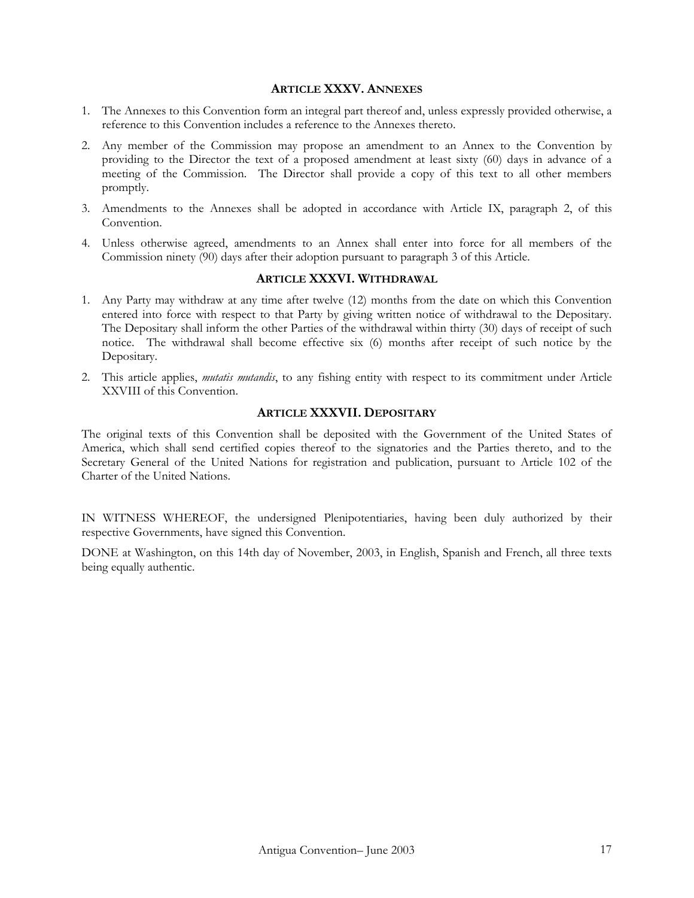## ARTICLE XXXV. ANNEXES

1. The Annexes to this Convention form an integral part thereof and, unless expressly provided otherwise, a reference to this Convention includes a reference to the Annexes thereto.
2. Any member of the Commission may propose an amendment to an Annex to the Convention by providing to the Director the text of a proposed amendment at least sixty (60) days in advance of a meeting of the Commission. The Director shall provide a copy of this text to all other members promptly.
3. Amendments to the Annexes shall be adopted in accordance with Article IX, paragraph 2, of this Convention.
4. Unless otherwise agreed, amendments to an Annex shall enter into force for all members of the Commission ninety (90) days after their adoption pursuant to paragraph 3 of this Article.

## ARTICLE XXXVI. WITHDRAWAL

1. Any Party may withdraw at any time after twelve (12) months from the date on which this Convention entered into force with respect to that Party by giving written notice of withdrawal to the Depositary. The Depositary shall inform the other Parties of the withdrawal within thirty (30) days of receipt of such notice. The withdrawal shall become effective six (6) months after receipt of such notice by the Depositary.
2. This article applies, *mutatis mutandis*, to any fishing entity with respect to its commitment under Article XXVIII of this Convention.

## ARTICLE XXXVII. DEPOSITARY

The original texts of this Convention shall be deposited with the Government of the United States of America, which shall send certified copies thereof to the signatories and the Parties thereto, and to the Secretary General of the United Nations for registration and publication, pursuant to Article 102 of the Charter of the United Nations.

IN WITNESS WHEREOF, the undersigned Plenipotentiaries, having been duly authorized by their respective Governments, have signed this Convention.

DONE at Washington, on this 14th day of November, 2003, in English, Spanish and French, all three texts being equally authentic.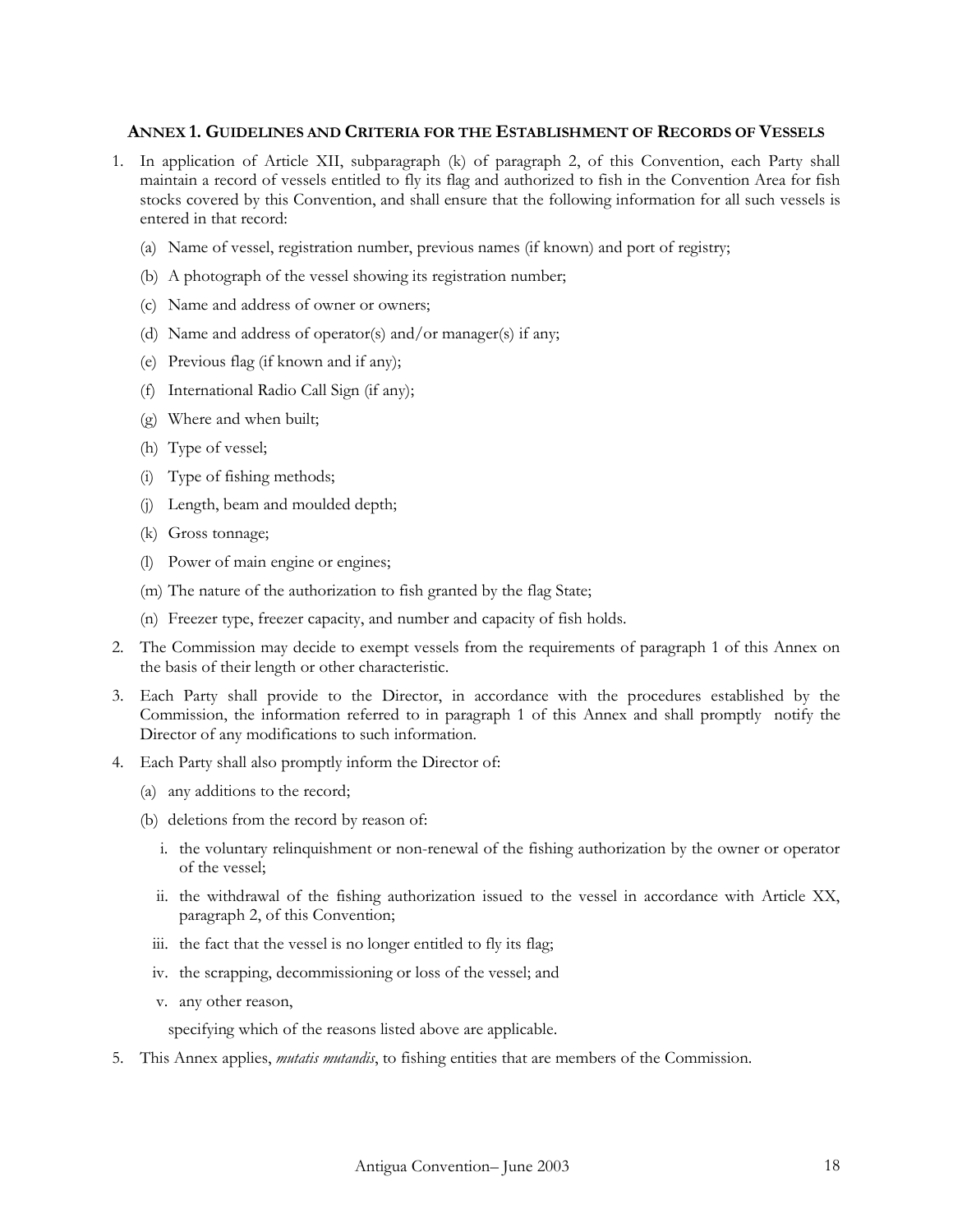## ANNEX 1. GUIDELINES AND CRITERIA FOR THE ESTABLISHMENT OF RECORDS OF VESSELS

1. In application of Article XII, subparagraph (k) of paragraph 2, of this Convention, each Party shall maintain a record of vessels entitled to fly its flag and authorized to fish in the Convention Area for fish stocks covered by this Convention, and shall ensure that the following information for all such vessels is entered in that record:

   (a) Name of vessel, registration number, previous names (if known) and port of registry;

   (b) A photograph of the vessel showing its registration number;

   (c) Name and address of owner or owners;

   (d) Name and address of operator(s) and/or manager(s) if any;

   (e) Previous flag (if known and if any);

   (f) International Radio Call Sign (if any);

   (g) Where and when built;

   (h) Type of vessel;

   (i) Type of fishing methods;

   (j) Length, beam and moulded depth;

   (k) Gross tonnage;

   (l) Power of main engine or engines;

   (m) The nature of the authorization to fish granted by the flag State;

   (n) Freezer type, freezer capacity, and number and capacity of fish holds.

2. The Commission may decide to exempt vessels from the requirements of paragraph 1 of this Annex on the basis of their length or other characteristic.

3. Each Party shall provide to the Director, in accordance with the procedures established by the Commission, the information referred to in paragraph 1 of this Annex and shall promptly notify the Director of any modifications to such information.

4. Each Party shall also promptly inform the Director of:

   (a) any additions to the record;

   (b) deletions from the record by reason of:

      i. the voluntary relinquishment or non-renewal of the fishing authorization by the owner or operator of the vessel;

      ii. the withdrawal of the fishing authorization issued to the vessel in accordance with Article XX, paragraph 2, of this Convention;

      iii. the fact that the vessel is no longer entitled to fly its flag;

      iv. the scrapping, decommissioning or loss of the vessel; and

      v. any other reason,

      specifying which of the reasons listed above are applicable.

5. This Annex applies, *mutatis mutandis*, to fishing entities that are members of the Commission.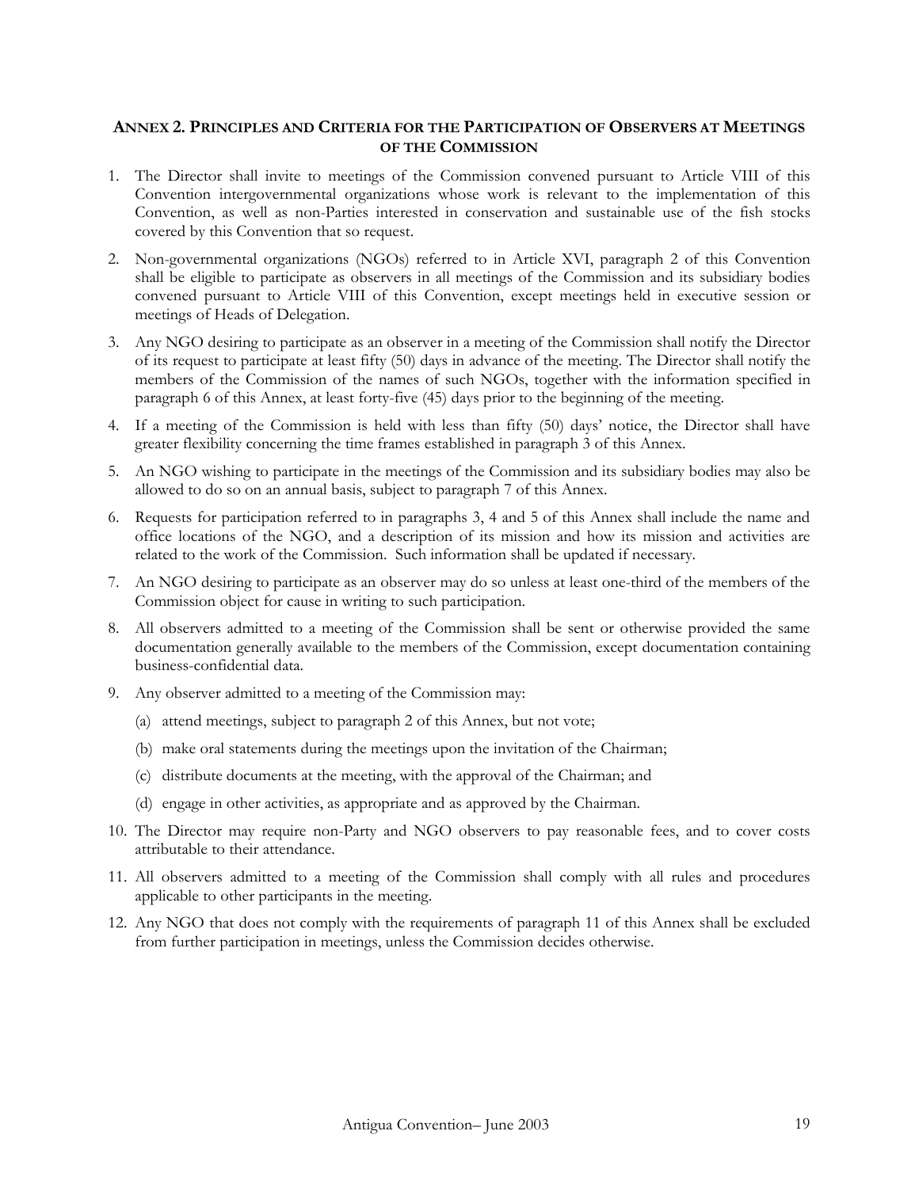## ANNEX 2. PRINCIPLES AND CRITERIA FOR THE PARTICIPATION OF OBSERVERS AT MEETINGS OF THE COMMISSION

1. The Director shall invite to meetings of the Commission convened pursuant to Article VIII of this Convention intergovernmental organizations whose work is relevant to the implementation of this Convention, as well as non-Parties interested in conservation and sustainable use of the fish stocks covered by this Convention that so request.

2. Non-governmental organizations (NGOs) referred to in Article XVI, paragraph 2 of this Convention shall be eligible to participate as observers in all meetings of the Commission and its subsidiary bodies convened pursuant to Article VIII of this Convention, except meetings held in executive session or meetings of Heads of Delegation.

3. Any NGO desiring to participate as an observer in a meeting of the Commission shall notify the Director of its request to participate at least fifty (50) days in advance of the meeting. The Director shall notify the members of the Commission of the names of such NGOs, together with the information specified in paragraph 6 of this Annex, at least forty-five (45) days prior to the beginning of the meeting.

4. If a meeting of the Commission is held with less than fifty (50) days' notice, the Director shall have greater flexibility concerning the time frames established in paragraph 3 of this Annex.

5. An NGO wishing to participate in the meetings of the Commission and its subsidiary bodies may also be allowed to do so on an annual basis, subject to paragraph 7 of this Annex.

6. Requests for participation referred to in paragraphs 3, 4 and 5 of this Annex shall include the name and office locations of the NGO, and a description of its mission and how its mission and activities are related to the work of the Commission. Such information shall be updated if necessary.

7. An NGO desiring to participate as an observer may do so unless at least one-third of the members of the Commission object for cause in writing to such participation.

8. All observers admitted to a meeting of the Commission shall be sent or otherwise provided the same documentation generally available to the members of the Commission, except documentation containing business-confidential data.

9. Any observer admitted to a meeting of the Commission may:

   (a) attend meetings, subject to paragraph 2 of this Annex, but not vote;

   (b) make oral statements during the meetings upon the invitation of the Chairman;

   (c) distribute documents at the meeting, with the approval of the Chairman; and

   (d) engage in other activities, as appropriate and as approved by the Chairman.

10. The Director may require non-Party and NGO observers to pay reasonable fees, and to cover costs attributable to their attendance.

11. All observers admitted to a meeting of the Commission shall comply with all rules and procedures applicable to other participants in the meeting.

12. Any NGO that does not comply with the requirements of paragraph 11 of this Annex shall be excluded from further participation in meetings, unless the Commission decides otherwise.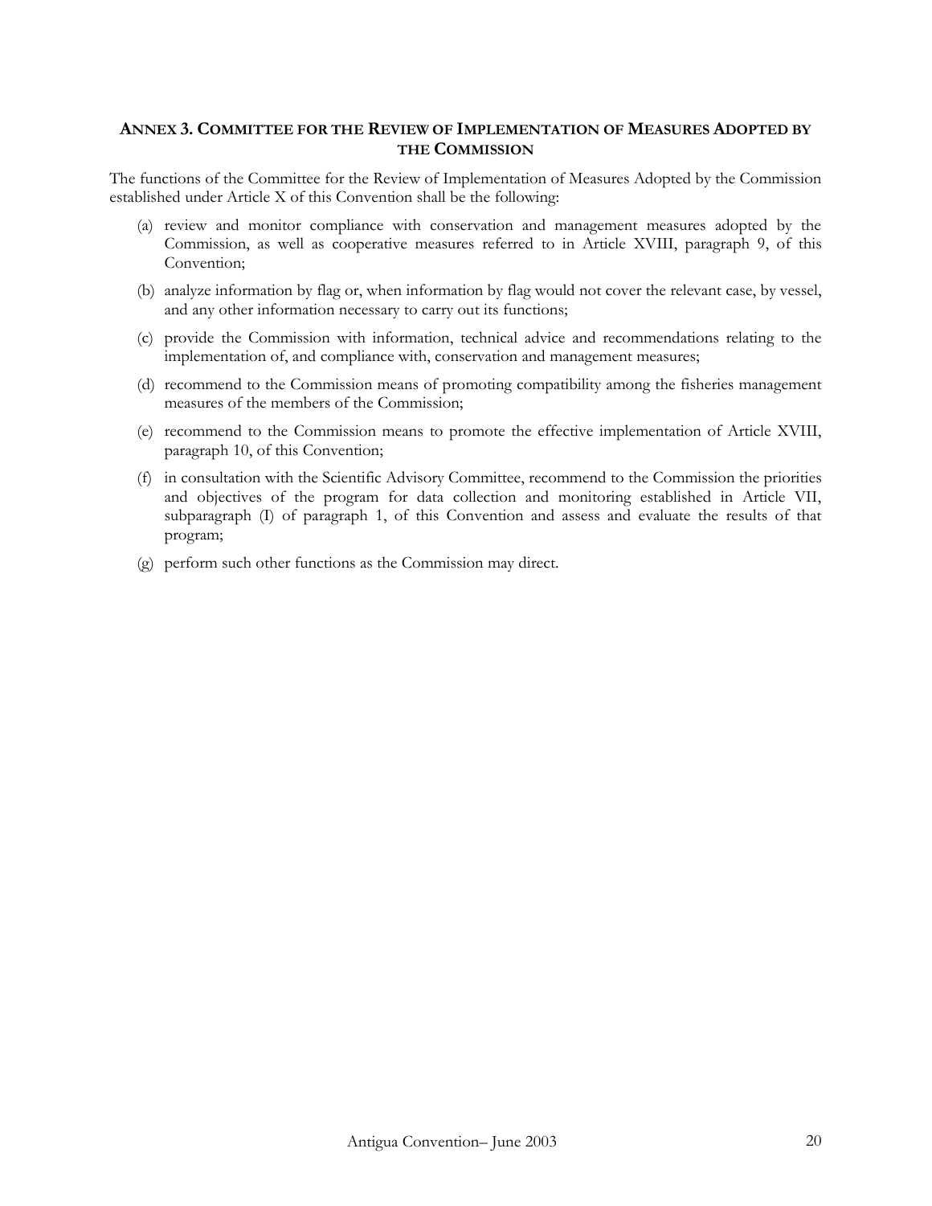## ANNEX 3. COMMITTEE FOR THE REVIEW OF IMPLEMENTATION OF MEASURES ADOPTED BY THE COMMISSION

The functions of the Committee for the Review of Implementation of Measures Adopted by the Commission established under Article X of this Convention shall be the following:

(a) review and monitor compliance with conservation and management measures adopted by the Commission, as well as cooperative measures referred to in Article XVIII, paragraph 9, of this Convention;

(b) analyze information by flag or, when information by flag would not cover the relevant case, by vessel, and any other information necessary to carry out its functions;

(c) provide the Commission with information, technical advice and recommendations relating to the implementation of, and compliance with, conservation and management measures;

(d) recommend to the Commission means of promoting compatibility among the fisheries management measures of the members of the Commission;

(e) recommend to the Commission means to promote the effective implementation of Article XVIII, paragraph 10, of this Convention;

(f) in consultation with the Scientific Advisory Committee, recommend to the Commission the priorities and objectives of the program for data collection and monitoring established in Article VII, subparagraph (I) of paragraph 1, of this Convention and assess and evaluate the results of that program;

(g) perform such other functions as the Commission may direct.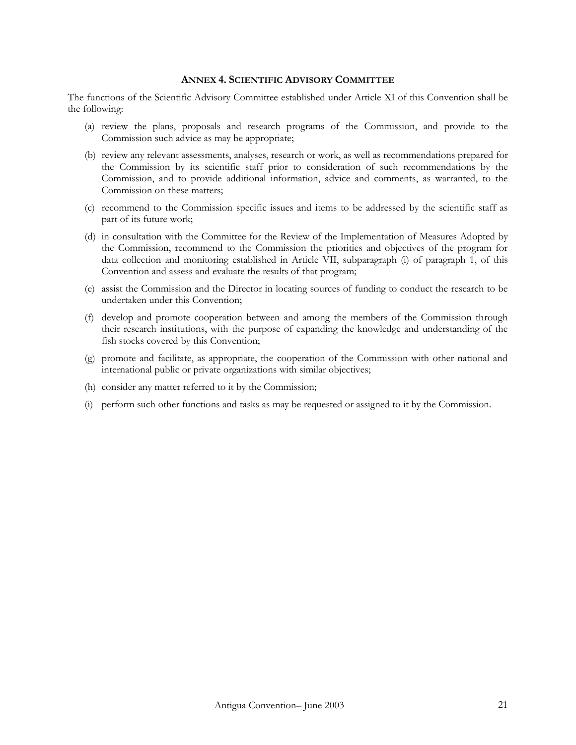## ANNEX 4. SCIENTIFIC ADVISORY COMMITTEE

The functions of the Scientific Advisory Committee established under Article XI of this Convention shall be the following:

(a) review the plans, proposals and research programs of the Commission, and provide to the Commission such advice as may be appropriate;

(b) review any relevant assessments, analyses, research or work, as well as recommendations prepared for the Commission by its scientific staff prior to consideration of such recommendations by the Commission, and to provide additional information, advice and comments, as warranted, to the Commission on these matters;

(c) recommend to the Commission specific issues and items to be addressed by the scientific staff as part of its future work;

(d) in consultation with the Committee for the Review of the Implementation of Measures Adopted by the Commission, recommend to the Commission the priorities and objectives of the program for data collection and monitoring established in Article VII, subparagraph (i) of paragraph 1, of this Convention and assess and evaluate the results of that program;

(e) assist the Commission and the Director in locating sources of funding to conduct the research to be undertaken under this Convention;

(f) develop and promote cooperation between and among the members of the Commission through their research institutions, with the purpose of expanding the knowledge and understanding of the fish stocks covered by this Convention;

(g) promote and facilitate, as appropriate, the cooperation of the Commission with other national and international public or private organizations with similar objectives;

(h) consider any matter referred to it by the Commission;

(i) perform such other functions and tasks as may be requested or assigned to it by the Commission.